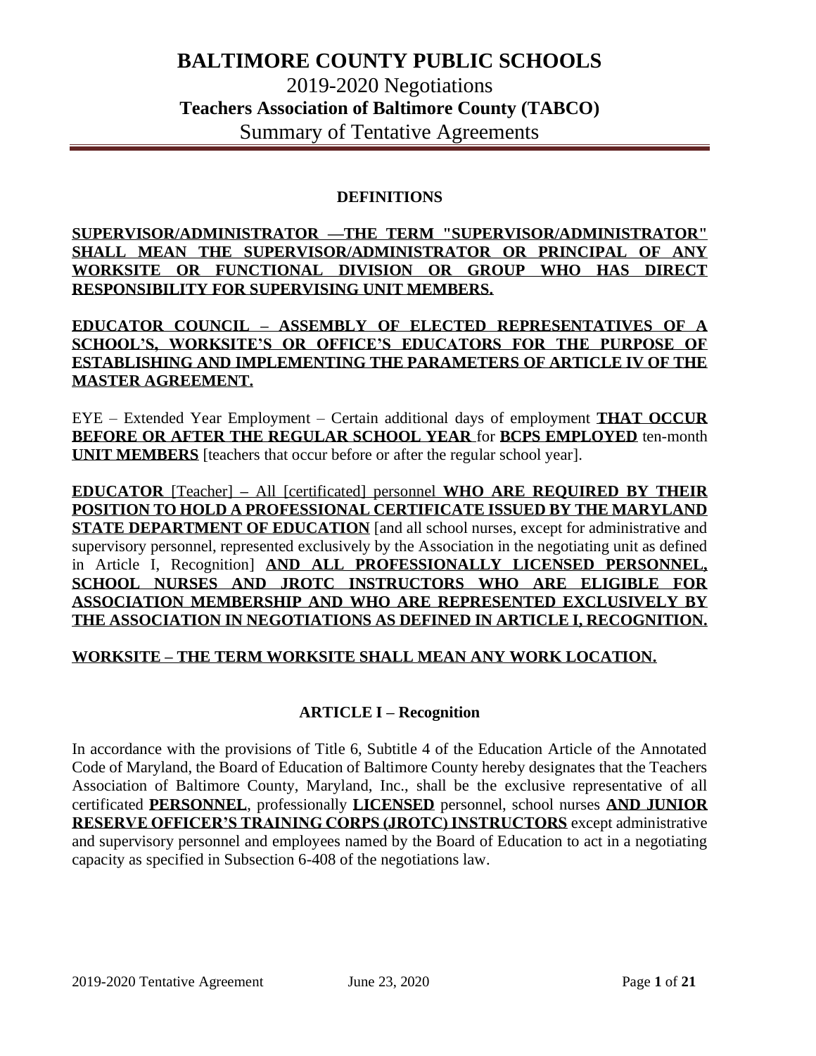# BALTIMORE COUNTY PUBLIC SCHOOLS

## 2019-2020 Negotiations

## Teachers Association of Baltimore County (TABCO)

## Summary of Tentative Agreements

### DEFINITIONS

**SUPERVISOR/ADMINISTRATOR —THE TERM "SUPERVISOR/ADMINISTRATOR" SHALL MEAN THE SUPERVISOR/ADMINISTRATOR OR PRINCIPAL OF ANY WORKSITE OR FUNCTIONAL DIVISION OR GROUP WHO HAS DIRECT RESPONSIBILITY FOR SUPERVISING UNIT MEMBERS.**

**EDUCATOR COUNCIL – ASSEMBLY OF ELECTED REPRESENTATIVES OF A SCHOOL'S, WORKSITE'S OR OFFICE'S EDUCATORS FOR THE PURPOSE OF ESTABLISHING AND IMPLEMENTING THE PARAMETERS OF ARTICLE IV OF THE MASTER AGREEMENT.**

EYE – Extended Year Employment – Certain additional days of employment **THAT OCCUR BEFORE OR AFTER THE REGULAR SCHOOL YEAR** for **BCPS EMPLOYED** ten-month **UNIT MEMBERS** [teachers that occur before or after the regular school year].

**EDUCATOR** [Teacher] – All [certificated] personnel **WHO ARE REQUIRED BY THEIR POSITION TO HOLD A PROFESSIONAL CERTIFICATE ISSUED BY THE MARYLAND STATE DEPARTMENT OF EDUCATION** [and all school nurses, except for administrative and supervisory personnel, represented exclusively by the Association in the negotiating unit as defined in Article I, Recognition] **AND ALL PROFESSIONALLY LICENSED PERSONNEL, SCHOOL NURSES AND JROTC INSTRUCTORS WHO ARE ELIGIBLE FOR ASSOCIATION MEMBERSHIP AND WHO ARE REPRESENTED EXCLUSIVELY BY THE ASSOCIATION IN NEGOTIATIONS AS DEFINED IN ARTICLE I, RECOGNITION.**

**WORKSITE – THE TERM WORKSITE SHALL MEAN ANY WORK LOCATION.**

### ARTICLE I – Recognition

In accordance with the provisions of Title 6, Subtitle 4 of the Education Article of the Annotated Code of Maryland, the Board of Education of Baltimore County hereby designates that the Teachers Association of Baltimore County, Maryland, Inc., shall be the exclusive representative of all certificated **PERSONNEL**, professionally **LICENSED** personnel, school nurses **AND JUNIOR RESERVE OFFICER'S TRAINING CORPS (JROTC) INSTRUCTORS** except administrative and supervisory personnel and employees named by the Board of Education to act in a negotiating capacity as specified in Subsection 6-408 of the negotiations law.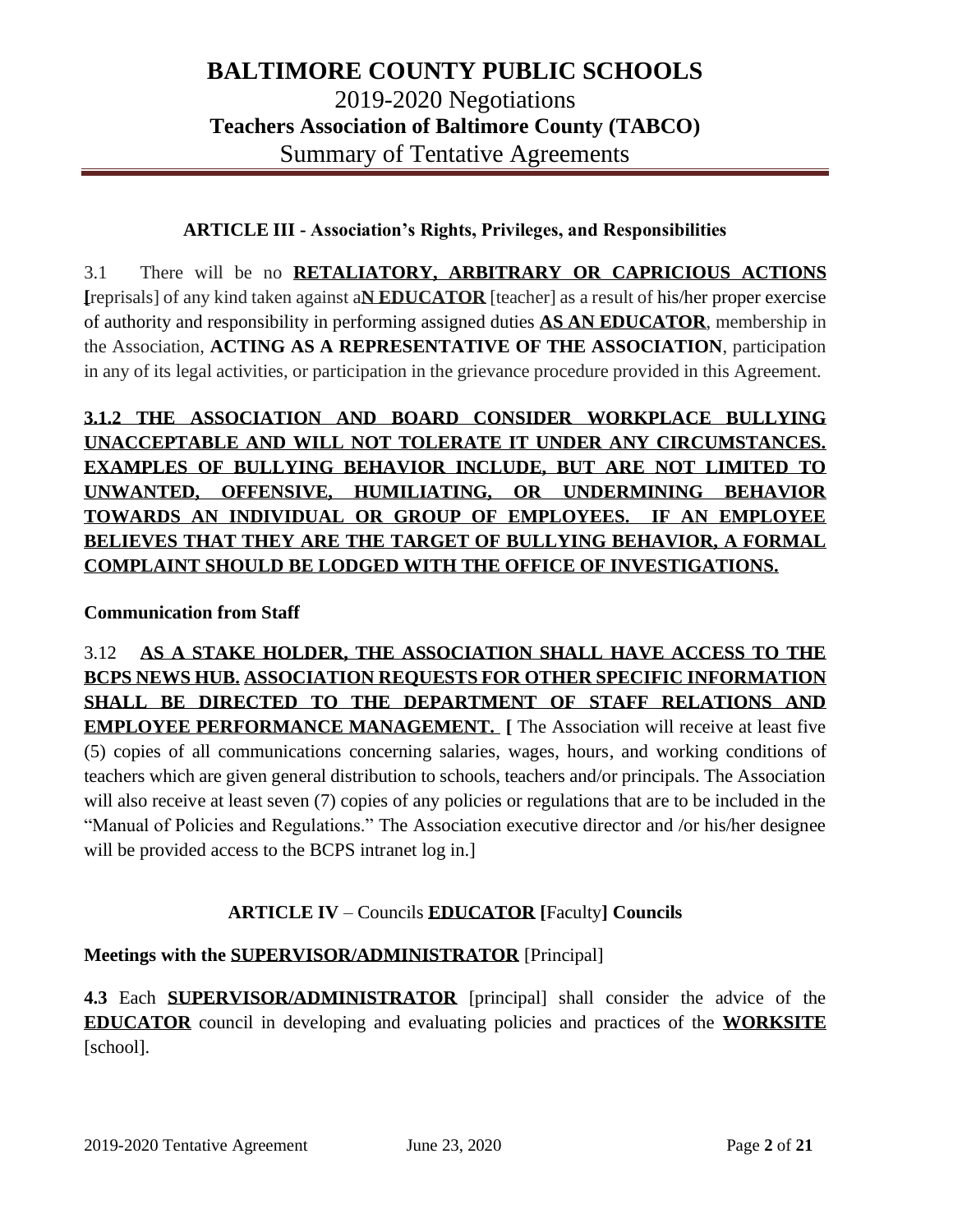# BALTIMORE COUNTY PUBLIC SCHOOLS

2019-2020 Negotiations

**Teachers Association of Baltimore County (TABCO)**

Summary of Tentative Agreements

### ARTICLE III - Association's Rights, Privileges, and Responsibilities

3.1 There will be no **<u>RETALIATORY, ARBITRARY OR CAPRICIOUS ACTIONS</u> [**reprisals] of any kind taken against a**<u>N EDUCATOR</u>** [teacher] as a result of his/her proper exercise of authority and responsibility in performing assigned duties **<u>AS AN EDUCATOR</u>**, membership in the Association, **ACTING AS A REPRESENTATIVE OF THE ASSOCIATION**, participation in any of its legal activities, or participation in the grievance procedure provided in this Agreement.

**<u>3.1.2 THE ASSOCIATION AND BOARD CONSIDER WORKPLACE BULLYING UNACCEPTABLE AND WILL NOT TOLERATE IT UNDER ANY CIRCUMSTANCES. EXAMPLES OF BULLYING BEHAVIOR INCLUDE, BUT ARE NOT LIMITED TO UNWANTED, OFFENSIVE, HUMILIATING, OR UNDERMINING BEHAVIOR TOWARDS AN INDIVIDUAL OR GROUP OF EMPLOYEES. IF AN EMPLOYEE BELIEVES THAT THEY ARE THE TARGET OF BULLYING BEHAVIOR, A FORMAL COMPLAINT SHOULD BE LODGED WITH THE OFFICE OF INVESTIGATIONS.</u>**

**Communication from Staff**

3.12 **<u>AS A STAKE HOLDER, THE ASSOCIATION SHALL HAVE ACCESS TO THE BCPS NEWS HUB. ASSOCIATION REQUESTS FOR OTHER SPECIFIC INFORMATION SHALL BE DIRECTED TO THE DEPARTMENT OF STAFF RELATIONS AND EMPLOYEE PERFORMANCE MANAGEMENT.</u> [** The Association will receive at least five (5) copies of all communications concerning salaries, wages, hours, and working conditions of teachers which are given general distribution to schools, teachers and/or principals. The Association will also receive at least seven (7) copies of any policies or regulations that are to be included in the "Manual of Policies and Regulations." The Association executive director and /or his/her designee will be provided access to the BCPS intranet log in.]

### ARTICLE IV – Councils **<u>EDUCATOR</u> [**Faculty**] Councils**

**Meetings with the <u>SUPERVISOR/ADMINISTRATOR</u>** [Principal]

**4.3** Each **<u>SUPERVISOR/ADMINISTRATOR</u>** [principal] shall consider the advice of the **<u>EDUCATOR</u>** council in developing and evaluating policies and practices of the **<u>WORKSITE</u>** [school].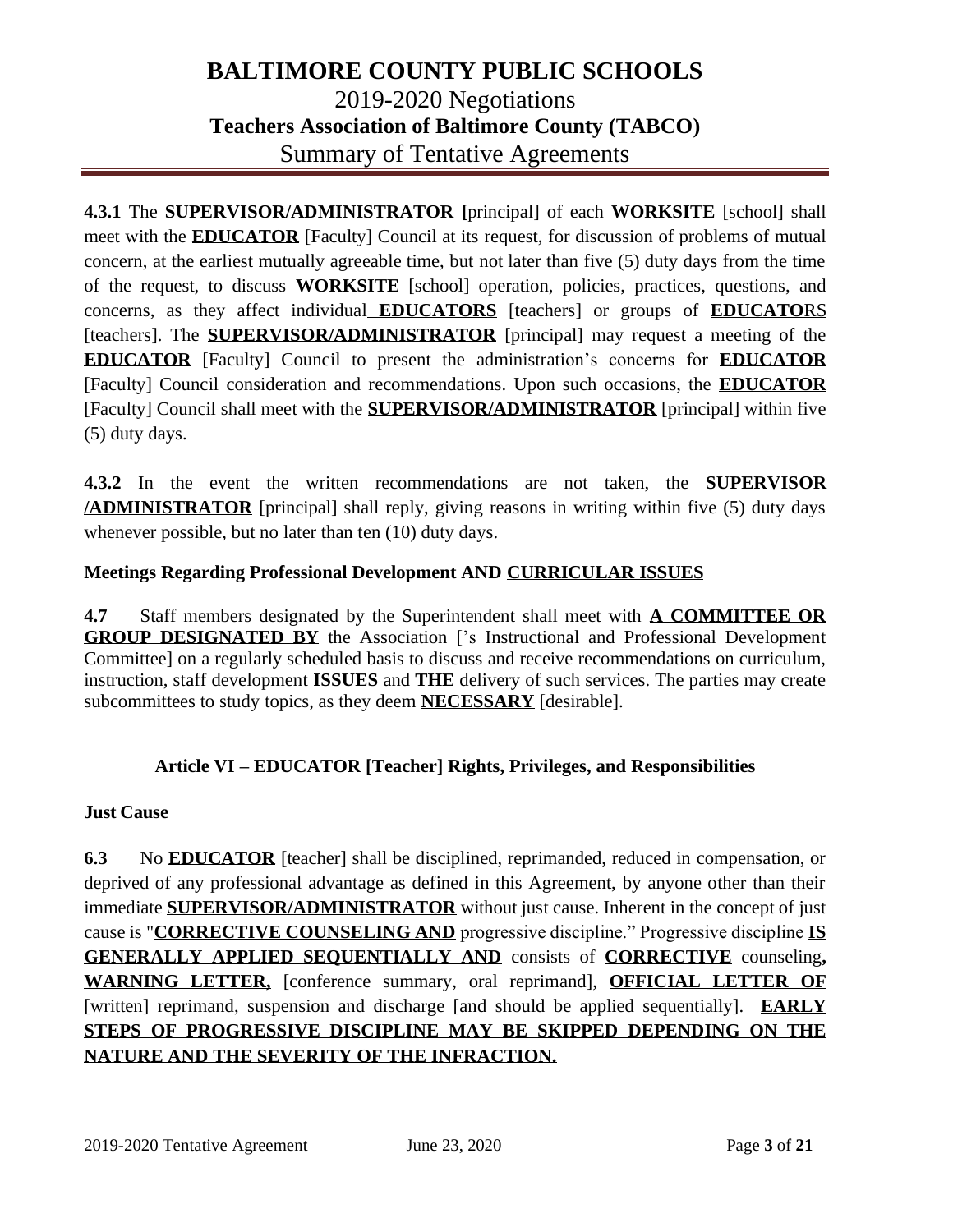**4.3.1** The **SUPERVISOR/ADMINISTRATOR [**principal] of each **WORKSITE** [school] shall meet with the **EDUCATOR** [Faculty] Council at its request, for discussion of problems of mutual concern, at the earliest mutually agreeable time, but not later than five (5) duty days from the time of the request, to discuss **WORKSITE** [school] operation, policies, practices, questions, and concerns, as they affect individual **EDUCATORS** [teachers] or groups of **EDUCATO**RS [teachers]. The **SUPERVISOR/ADMINISTRATOR** [principal] may request a meeting of the **EDUCATOR** [Faculty] Council to present the administration's concerns for **EDUCATOR** [Faculty] Council consideration and recommendations. Upon such occasions, the **EDUCATOR** [Faculty] Council shall meet with the **SUPERVISOR/ADMINISTRATOR** [principal] within five (5) duty days.

**4.3.2** In the event the written recommendations are not taken, the **SUPERVISOR /ADMINISTRATOR** [principal] shall reply, giving reasons in writing within five (5) duty days whenever possible, but no later than ten (10) duty days.

**Meetings Regarding Professional Development AND CURRICULAR ISSUES**

**4.7** Staff members designated by the Superintendent shall meet with **A COMMITTEE OR GROUP DESIGNATED BY** the Association ['s Instructional and Professional Development Committee] on a regularly scheduled basis to discuss and receive recommendations on curriculum, instruction, staff development **ISSUES** and **THE** delivery of such services. The parties may create subcommittees to study topics, as they deem **NECESSARY** [desirable].

### Article VI – EDUCATOR [Teacher] Rights, Privileges, and Responsibilities

**Just Cause**

**6.3** No **EDUCATOR** [teacher] shall be disciplined, reprimanded, reduced in compensation, or deprived of any professional advantage as defined in this Agreement, by anyone other than their immediate **SUPERVISOR/ADMINISTRATOR** without just cause. Inherent in the concept of just cause is "**CORRECTIVE COUNSELING AND** progressive discipline." Progressive discipline **IS GENERALLY APPLIED SEQUENTIALLY AND** consists of **CORRECTIVE** counseling**, WARNING LETTER,** [conference summary, oral reprimand], **OFFICIAL LETTER OF** [written] reprimand, suspension and discharge [and should be applied sequentially]. **EARLY STEPS OF PROGRESSIVE DISCIPLINE MAY BE SKIPPED DEPENDING ON THE NATURE AND THE SEVERITY OF THE INFRACTION.**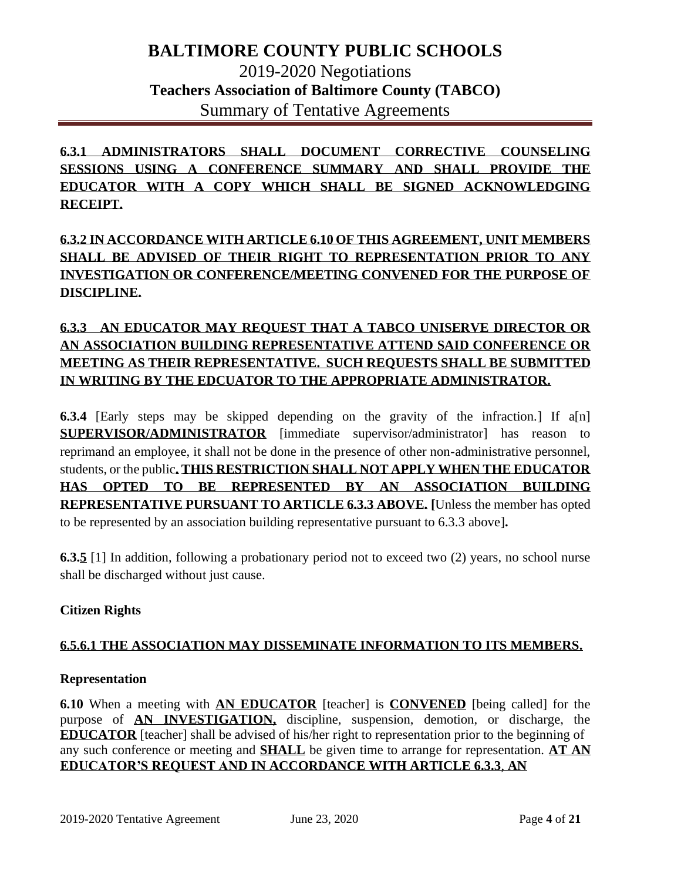**6.3.1 ADMINISTRATORS SHALL DOCUMENT CORRECTIVE COUNSELING SESSIONS USING A CONFERENCE SUMMARY AND SHALL PROVIDE THE EDUCATOR WITH A COPY WHICH SHALL BE SIGNED ACKNOWLEDGING RECEIPT.**

**6.3.2 IN ACCORDANCE WITH ARTICLE 6.10 OF THIS AGREEMENT, UNIT MEMBERS SHALL BE ADVISED OF THEIR RIGHT TO REPRESENTATION PRIOR TO ANY INVESTIGATION OR CONFERENCE/MEETING CONVENED FOR THE PURPOSE OF DISCIPLINE.**

**6.3.3 AN EDUCATOR MAY REQUEST THAT A TABCO UNISERVE DIRECTOR OR AN ASSOCIATION BUILDING REPRESENTATIVE ATTEND SAID CONFERENCE OR MEETING AS THEIR REPRESENTATIVE. SUCH REQUESTS SHALL BE SUBMITTED IN WRITING BY THE EDCUATOR TO THE APPROPRIATE ADMINISTRATOR.**

**6.3.4** [Early steps may be skipped depending on the gravity of the infraction.] If a[n] **SUPERVISOR/ADMINISTRATOR** [immediate supervisor/administrator] has reason to reprimand an employee, it shall not be done in the presence of other non-administrative personnel, students, or the public**. THIS RESTRICTION SHALL NOT APPLY WHEN THE EDUCATOR HAS OPTED TO BE REPRESENTED BY AN ASSOCIATION BUILDING REPRESENTATIVE PURSUANT TO ARTICLE 6.3.3 ABOVE. [**Unless the member has opted to be represented by an association building representative pursuant to 6.3.3 above]**.**

**6.3.5** [1] In addition, following a probationary period not to exceed two (2) years, no school nurse shall be discharged without just cause.

**Citizen Rights**

**6.5.6.1 THE ASSOCIATION MAY DISSEMINATE INFORMATION TO ITS MEMBERS.**

**Representation**

**6.10** When a meeting with **AN EDUCATOR** [teacher] is **CONVENED** [being called] for the purpose of **AN INVESTIGATION,** discipline, suspension, demotion, or discharge, the **EDUCATOR** [teacher] shall be advised of his/her right to representation prior to the beginning of any such conference or meeting and **SHALL** be given time to arrange for representation. **AT AN EDUCATOR'S REQUEST AND IN ACCORDANCE WITH ARTICLE 6.3.3**, **AN**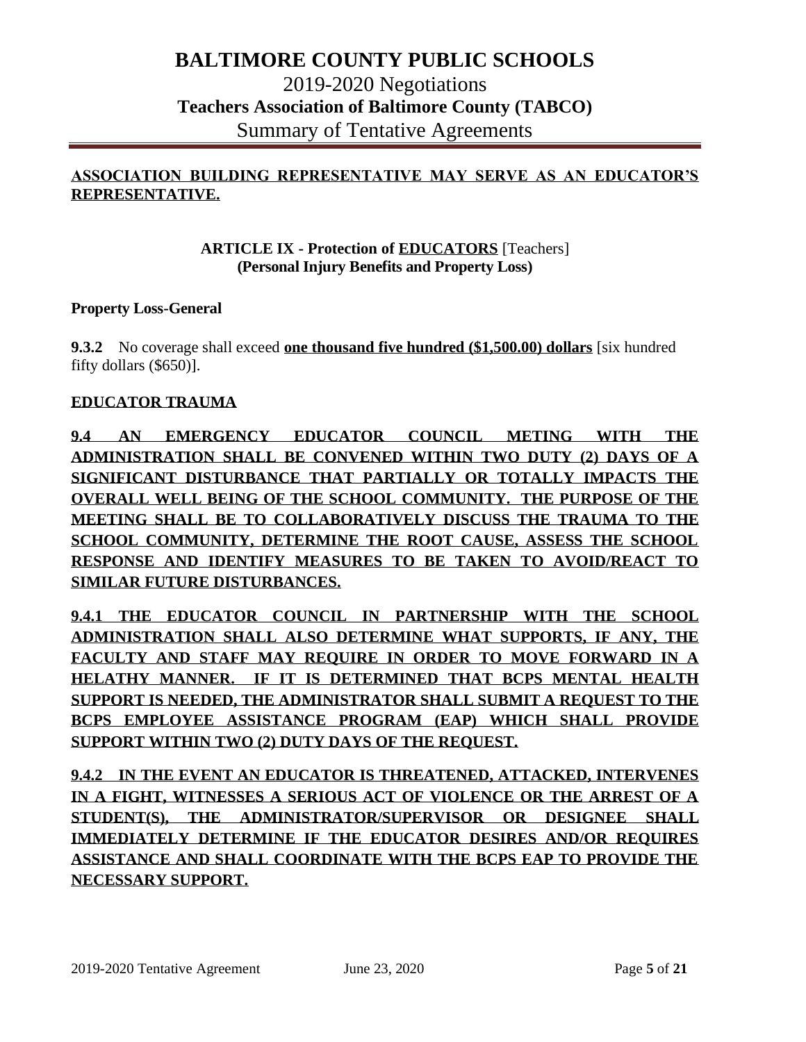**ASSOCIATION BUILDING REPRESENTATIVE MAY SERVE AS AN EDUCATOR'S REPRESENTATIVE.**

## ARTICLE IX - Protection of EDUCATORS [Teachers] (Personal Injury Benefits and Property Loss)

**Property Loss-General**

**9.3.2** No coverage shall exceed **one thousand five hundred ($1,500.00) dollars** [six hundred fifty dollars ($650)].

**EDUCATOR TRAUMA**

**9.4 AN EMERGENCY EDUCATOR COUNCIL METING WITH THE ADMINISTRATION SHALL BE CONVENED WITHIN TWO DUTY (2) DAYS OF A SIGNIFICANT DISTURBANCE THAT PARTIALLY OR TOTALLY IMPACTS THE OVERALL WELL BEING OF THE SCHOOL COMMUNITY. THE PURPOSE OF THE MEETING SHALL BE TO COLLABORATIVELY DISCUSS THE TRAUMA TO THE SCHOOL COMMUNITY, DETERMINE THE ROOT CAUSE, ASSESS THE SCHOOL RESPONSE AND IDENTIFY MEASURES TO BE TAKEN TO AVOID/REACT TO SIMILAR FUTURE DISTURBANCES.**

**9.4.1 THE EDUCATOR COUNCIL IN PARTNERSHIP WITH THE SCHOOL ADMINISTRATION SHALL ALSO DETERMINE WHAT SUPPORTS, IF ANY, THE FACULTY AND STAFF MAY REQUIRE IN ORDER TO MOVE FORWARD IN A HELATHY MANNER. IF IT IS DETERMINED THAT BCPS MENTAL HEALTH SUPPORT IS NEEDED, THE ADMINISTRATOR SHALL SUBMIT A REQUEST TO THE BCPS EMPLOYEE ASSISTANCE PROGRAM (EAP) WHICH SHALL PROVIDE SUPPORT WITHIN TWO (2) DUTY DAYS OF THE REQUEST.**

**9.4.2 IN THE EVENT AN EDUCATOR IS THREATENED, ATTACKED, INTERVENES IN A FIGHT, WITNESSES A SERIOUS ACT OF VIOLENCE OR THE ARREST OF A STUDENT(S), THE ADMINISTRATOR/SUPERVISOR OR DESIGNEE SHALL IMMEDIATELY DETERMINE IF THE EDUCATOR DESIRES AND/OR REQUIRES ASSISTANCE AND SHALL COORDINATE WITH THE BCPS EAP TO PROVIDE THE NECESSARY SUPPORT.**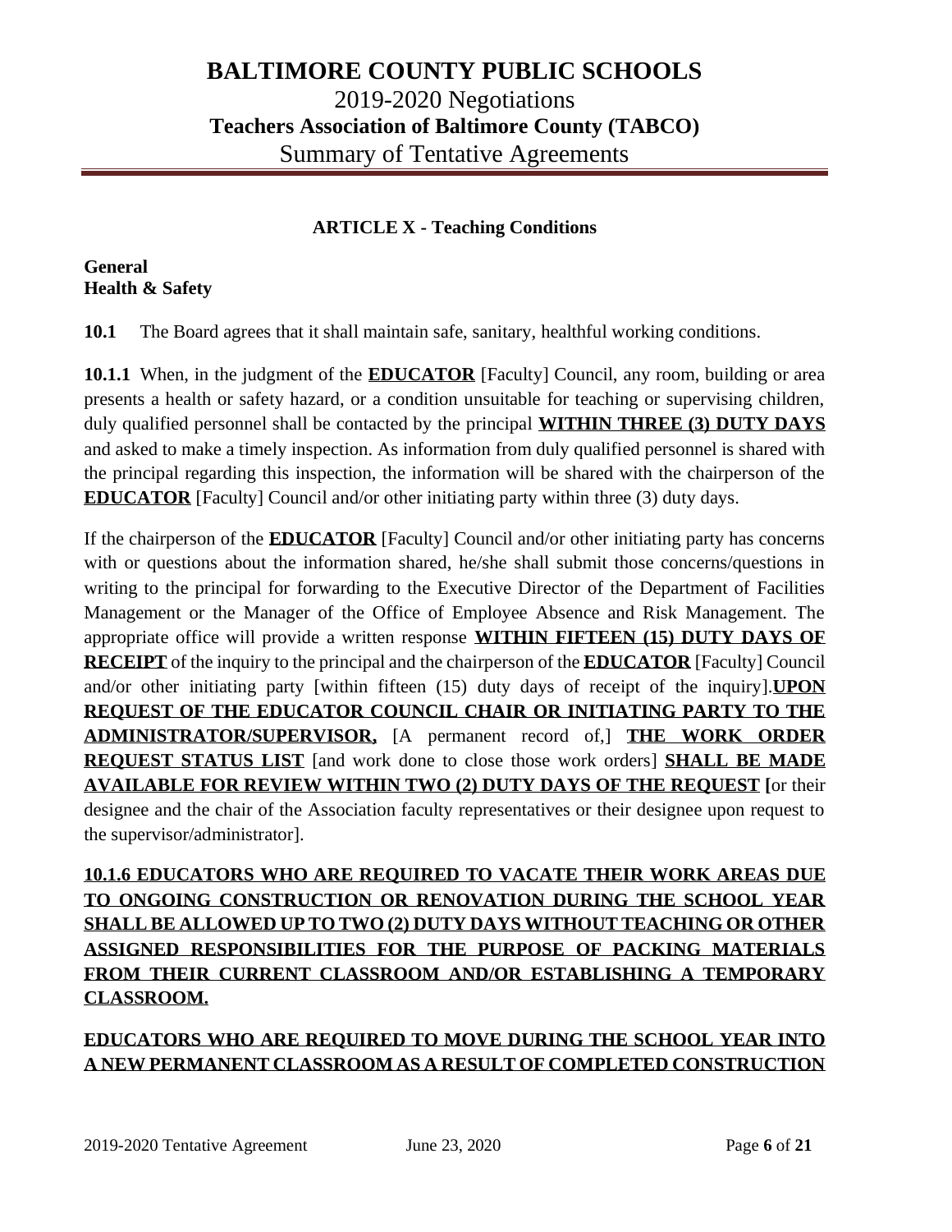# BALTIMORE COUNTY PUBLIC SCHOOLS

2019-2020 Negotiations

**Teachers Association of Baltimore County (TABCO)**

Summary of Tentative Agreements

### ARTICLE X - Teaching Conditions

**General**
**Health & Safety**

**10.1** The Board agrees that it shall maintain safe, sanitary, healthful working conditions.

**10.1.1** When, in the judgment of the **EDUCATOR** [Faculty] Council, any room, building or area presents a health or safety hazard, or a condition unsuitable for teaching or supervising children, duly qualified personnel shall be contacted by the principal **WITHIN THREE (3) DUTY DAYS** and asked to make a timely inspection. As information from duly qualified personnel is shared with the principal regarding this inspection, the information will be shared with the chairperson of the **EDUCATOR** [Faculty] Council and/or other initiating party within three (3) duty days.

If the chairperson of the **EDUCATOR** [Faculty] Council and/or other initiating party has concerns with or questions about the information shared, he/she shall submit those concerns/questions in writing to the principal for forwarding to the Executive Director of the Department of Facilities Management or the Manager of the Office of Employee Absence and Risk Management. The appropriate office will provide a written response **WITHIN FIFTEEN (15) DUTY DAYS OF RECEIPT** of the inquiry to the principal and the chairperson of the **EDUCATOR** [Faculty] Council and/or other initiating party [within fifteen (15) duty days of receipt of the inquiry].**UPON REQUEST OF THE EDUCATOR COUNCIL CHAIR OR INITIATING PARTY TO THE ADMINISTRATOR/SUPERVISOR,** [A permanent record of,] **THE WORK ORDER REQUEST STATUS LIST** [and work done to close those work orders] **SHALL BE MADE AVAILABLE FOR REVIEW WITHIN TWO (2) DUTY DAYS OF THE REQUEST [**or their designee and the chair of the Association faculty representatives or their designee upon request to the supervisor/administrator].

**10.1.6 EDUCATORS WHO ARE REQUIRED TO VACATE THEIR WORK AREAS DUE TO ONGOING CONSTRUCTION OR RENOVATION DURING THE SCHOOL YEAR SHALL BE ALLOWED UP TO TWO (2) DUTY DAYS WITHOUT TEACHING OR OTHER ASSIGNED RESPONSIBILITIES FOR THE PURPOSE OF PACKING MATERIALS FROM THEIR CURRENT CLASSROOM AND/OR ESTABLISHING A TEMPORARY CLASSROOM.**

**EDUCATORS WHO ARE REQUIRED TO MOVE DURING THE SCHOOL YEAR INTO A NEW PERMANENT CLASSROOM AS A RESULT OF COMPLETED CONSTRUCTION**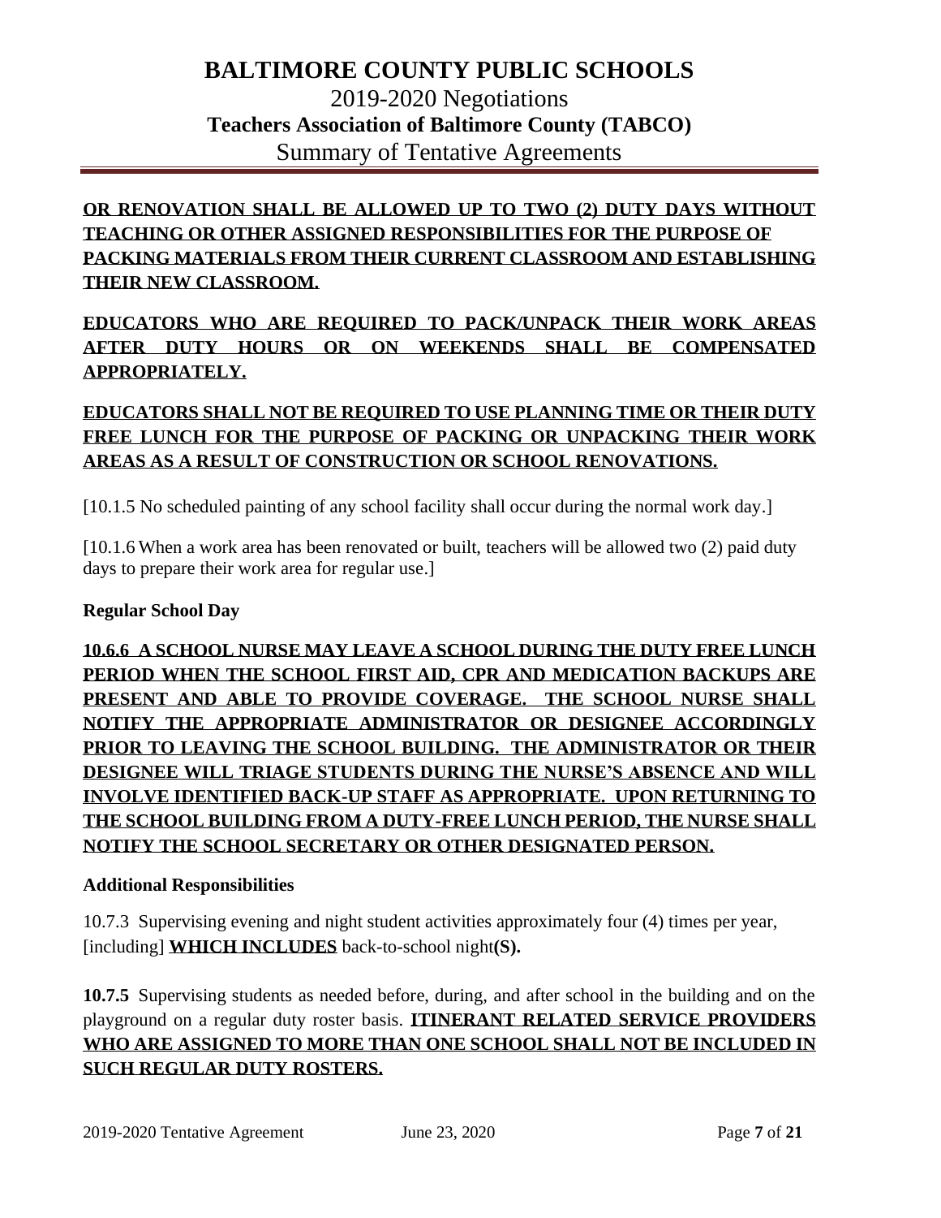**<u>OR RENOVATION SHALL BE ALLOWED UP TO TWO (2) DUTY DAYS WITHOUT TEACHING OR OTHER ASSIGNED RESPONSIBILITIES FOR THE PURPOSE OF PACKING MATERIALS FROM THEIR CURRENT CLASSROOM AND ESTABLISHING THEIR NEW CLASSROOM.</u>**

**<u>EDUCATORS WHO ARE REQUIRED TO PACK/UNPACK THEIR WORK AREAS AFTER DUTY HOURS OR ON WEEKENDS SHALL BE COMPENSATED APPROPRIATELY.</u>**

**<u>EDUCATORS SHALL NOT BE REQUIRED TO USE PLANNING TIME OR THEIR DUTY FREE LUNCH FOR THE PURPOSE OF PACKING OR UNPACKING THEIR WORK AREAS AS A RESULT OF CONSTRUCTION OR SCHOOL RENOVATIONS.</u>**

[10.1.5 No scheduled painting of any school facility shall occur during the normal work day.]

[10.1.6 When a work area has been renovated or built, teachers will be allowed two (2) paid duty days to prepare their work area for regular use.]

**Regular School Day**

**<u>10.6.6 A SCHOOL NURSE MAY LEAVE A SCHOOL DURING THE DUTY FREE LUNCH PERIOD WHEN THE SCHOOL FIRST AID, CPR AND MEDICATION BACKUPS ARE PRESENT AND ABLE TO PROVIDE COVERAGE. THE SCHOOL NURSE SHALL NOTIFY THE APPROPRIATE ADMINISTRATOR OR DESIGNEE ACCORDINGLY PRIOR TO LEAVING THE SCHOOL BUILDING. THE ADMINISTRATOR OR THEIR DESIGNEE WILL TRIAGE STUDENTS DURING THE NURSE'S ABSENCE AND WILL INVOLVE IDENTIFIED BACK-UP STAFF AS APPROPRIATE. UPON RETURNING TO THE SCHOOL BUILDING FROM A DUTY-FREE LUNCH PERIOD, THE NURSE SHALL NOTIFY THE SCHOOL SECRETARY OR OTHER DESIGNATED PERSON.</u>**

**Additional Responsibilities**

10.7.3 Supervising evening and night student activities approximately four (4) times per year, [including] **<u>WHICH INCLUDES</u>** back-to-school night**(S).**

**10.7.5** Supervising students as needed before, during, and after school in the building and on the playground on a regular duty roster basis. **<u>ITINERANT RELATED SERVICE PROVIDERS WHO ARE ASSIGNED TO MORE THAN ONE SCHOOL SHALL NOT BE INCLUDED IN SUCH REGULAR DUTY ROSTERS.</u>**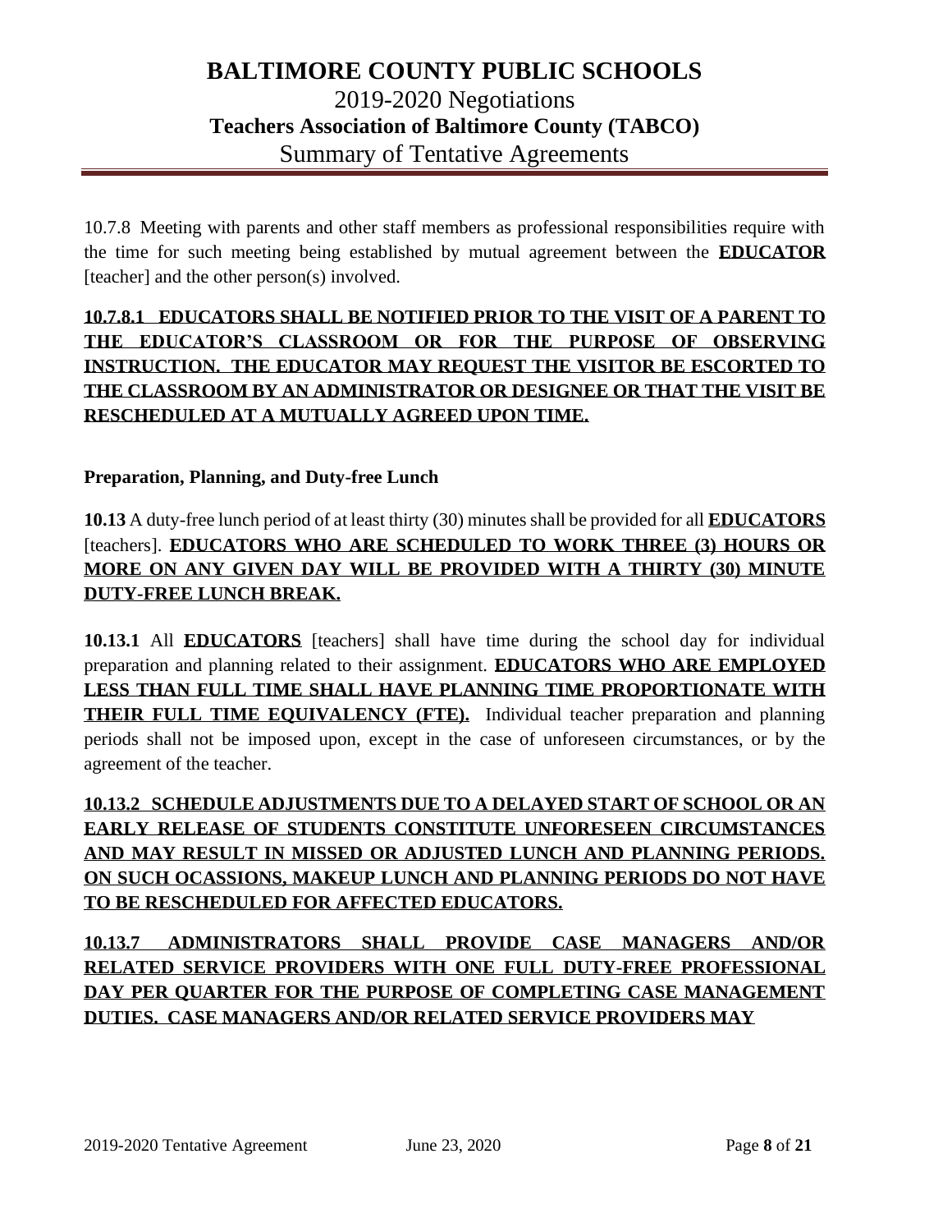10.7.8 Meeting with parents and other staff members as professional responsibilities require with the time for such meeting being established by mutual agreement between the **EDUCATOR** [teacher] and the other person(s) involved.

**10.7.8.1 EDUCATORS SHALL BE NOTIFIED PRIOR TO THE VISIT OF A PARENT TO THE EDUCATOR'S CLASSROOM OR FOR THE PURPOSE OF OBSERVING INSTRUCTION. THE EDUCATOR MAY REQUEST THE VISITOR BE ESCORTED TO THE CLASSROOM BY AN ADMINISTRATOR OR DESIGNEE OR THAT THE VISIT BE RESCHEDULED AT A MUTUALLY AGREED UPON TIME.**

**Preparation, Planning, and Duty-free Lunch**

**10.13** A duty-free lunch period of at least thirty (30) minutes shall be provided for all **EDUCATORS** [teachers]. **EDUCATORS WHO ARE SCHEDULED TO WORK THREE (3) HOURS OR MORE ON ANY GIVEN DAY WILL BE PROVIDED WITH A THIRTY (30) MINUTE DUTY-FREE LUNCH BREAK.**

**10.13.1** All **EDUCATORS** [teachers] shall have time during the school day for individual preparation and planning related to their assignment. **EDUCATORS WHO ARE EMPLOYED LESS THAN FULL TIME SHALL HAVE PLANNING TIME PROPORTIONATE WITH THEIR FULL TIME EQUIVALENCY (FTE).** Individual teacher preparation and planning periods shall not be imposed upon, except in the case of unforeseen circumstances, or by the agreement of the teacher.

**10.13.2 SCHEDULE ADJUSTMENTS DUE TO A DELAYED START OF SCHOOL OR AN EARLY RELEASE OF STUDENTS CONSTITUTE UNFORESEEN CIRCUMSTANCES AND MAY RESULT IN MISSED OR ADJUSTED LUNCH AND PLANNING PERIODS. ON SUCH OCASSIONS, MAKEUP LUNCH AND PLANNING PERIODS DO NOT HAVE TO BE RESCHEDULED FOR AFFECTED EDUCATORS.**

**10.13.7 ADMINISTRATORS SHALL PROVIDE CASE MANAGERS AND/OR RELATED SERVICE PROVIDERS WITH ONE FULL DUTY-FREE PROFESSIONAL DAY PER QUARTER FOR THE PURPOSE OF COMPLETING CASE MANAGEMENT DUTIES. CASE MANAGERS AND/OR RELATED SERVICE PROVIDERS MAY**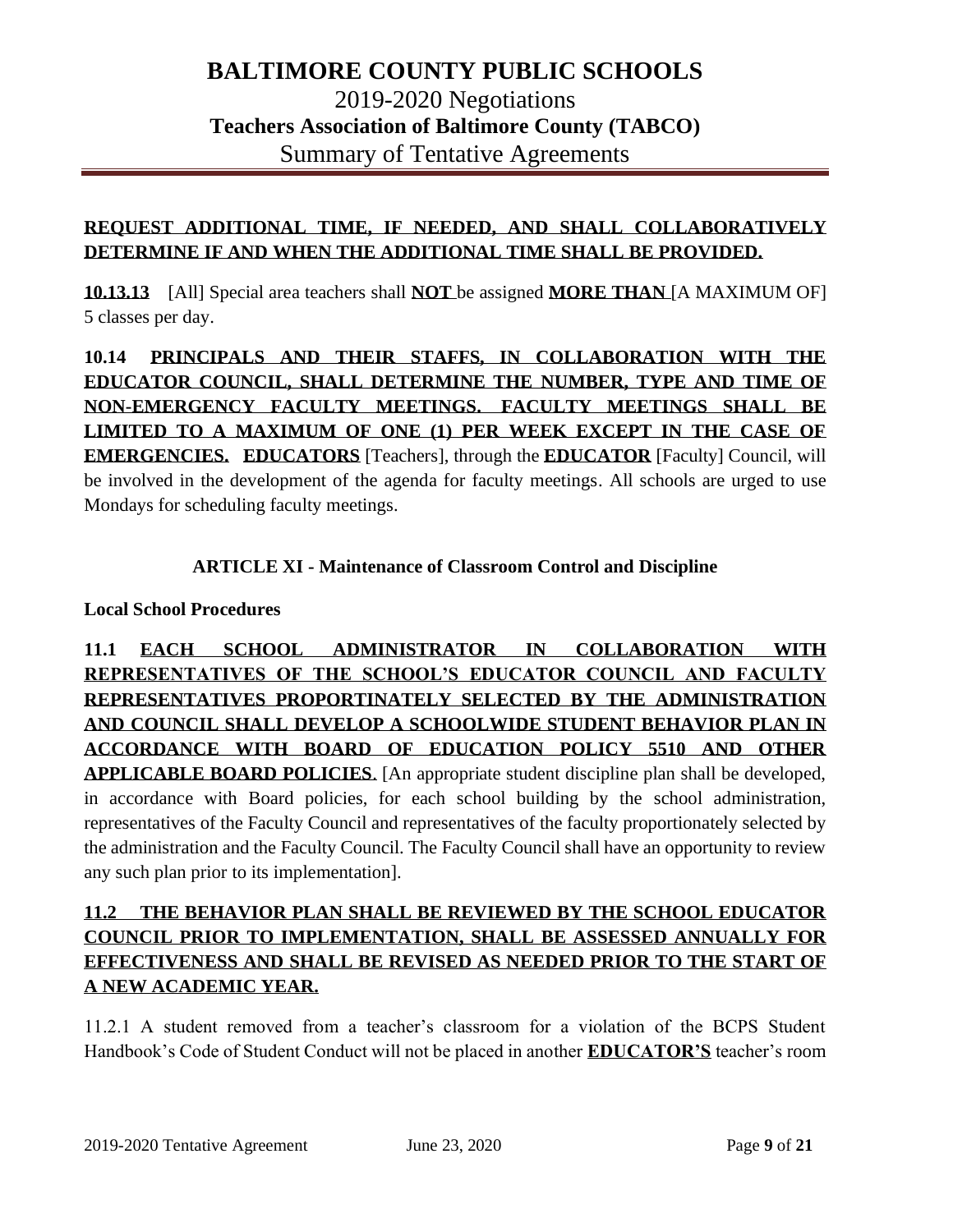**REQUEST ADDITIONAL TIME, IF NEEDED, AND SHALL COLLABORATIVELY DETERMINE IF AND WHEN THE ADDITIONAL TIME SHALL BE PROVIDED.**

**10.13.13** [All] Special area teachers shall **NOT** be assigned **MORE THAN** [A MAXIMUM OF] 5 classes per day.

**10.14 PRINCIPALS AND THEIR STAFFS, IN COLLABORATION WITH THE EDUCATOR COUNCIL, SHALL DETERMINE THE NUMBER, TYPE AND TIME OF NON-EMERGENCY FACULTY MEETINGS. FACULTY MEETINGS SHALL BE LIMITED TO A MAXIMUM OF ONE (1) PER WEEK EXCEPT IN THE CASE OF EMERGENCIES. EDUCATORS** [Teachers], through the **EDUCATOR** [Faculty] Council, will be involved in the development of the agenda for faculty meetings. All schools are urged to use Mondays for scheduling faculty meetings.

### ARTICLE XI - Maintenance of Classroom Control and Discipline

**Local School Procedures**

**11.1 EACH SCHOOL ADMINISTRATOR IN COLLABORATION WITH REPRESENTATIVES OF THE SCHOOL'S EDUCATOR COUNCIL AND FACULTY REPRESENTATIVES PROPORTINATELY SELECTED BY THE ADMINISTRATION AND COUNCIL SHALL DEVELOP A SCHOOLWIDE STUDENT BEHAVIOR PLAN IN ACCORDANCE WITH BOARD OF EDUCATION POLICY 5510 AND OTHER APPLICABLE BOARD POLICIES**. [An appropriate student discipline plan shall be developed, in accordance with Board policies, for each school building by the school administration, representatives of the Faculty Council and representatives of the faculty proportionately selected by the administration and the Faculty Council. The Faculty Council shall have an opportunity to review any such plan prior to its implementation].

**11.2 THE BEHAVIOR PLAN SHALL BE REVIEWED BY THE SCHOOL EDUCATOR COUNCIL PRIOR TO IMPLEMENTATION, SHALL BE ASSESSED ANNUALLY FOR EFFECTIVENESS AND SHALL BE REVISED AS NEEDED PRIOR TO THE START OF A NEW ACADEMIC YEAR.**

11.2.1 A student removed from a teacher's classroom for a violation of the BCPS Student Handbook's Code of Student Conduct will not be placed in another **EDUCATOR'S** teacher's room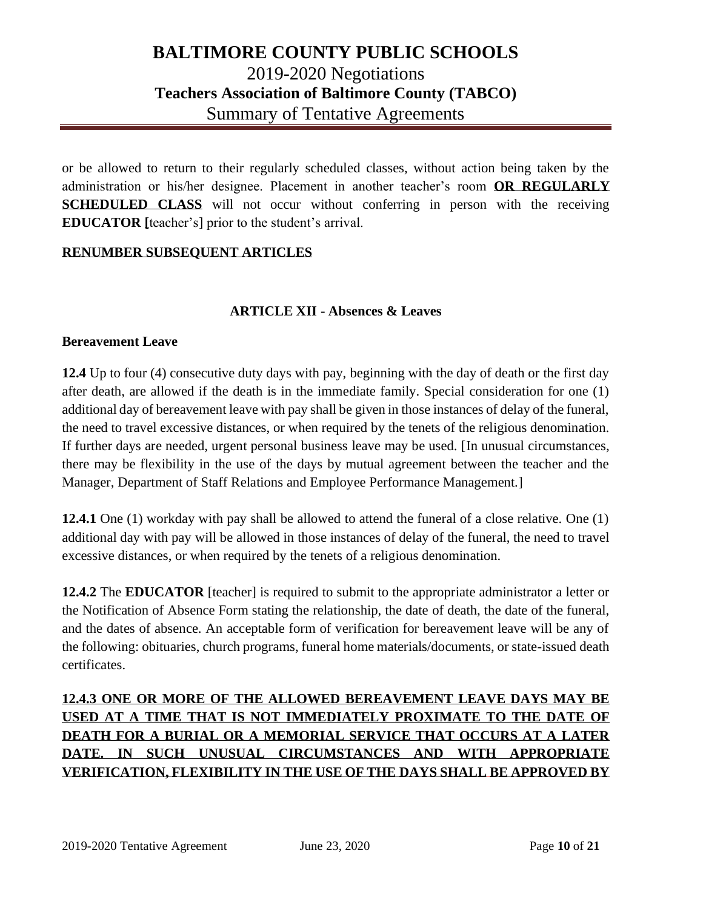or be allowed to return to their regularly scheduled classes, without action being taken by the administration or his/her designee. Placement in another teacher's room <u>**OR REGULARLY SCHEDULED CLASS**</u> will not occur without conferring in person with the receiving **EDUCATOR [**teacher's] prior to the student's arrival.

<u>**RENUMBER SUBSEQUENT ARTICLES**</u>

### ARTICLE XII - Absences & Leaves

**Bereavement Leave**

**12.4** Up to four (4) consecutive duty days with pay, beginning with the day of death or the first day after death, are allowed if the death is in the immediate family. Special consideration for one (1) additional day of bereavement leave with pay shall be given in those instances of delay of the funeral, the need to travel excessive distances, or when required by the tenets of the religious denomination. If further days are needed, urgent personal business leave may be used. [In unusual circumstances, there may be flexibility in the use of the days by mutual agreement between the teacher and the Manager, Department of Staff Relations and Employee Performance Management.]

**12.4.1** One (1) workday with pay shall be allowed to attend the funeral of a close relative. One (1) additional day with pay will be allowed in those instances of delay of the funeral, the need to travel excessive distances, or when required by the tenets of a religious denomination.

**12.4.2** The **EDUCATOR** [teacher] is required to submit to the appropriate administrator a letter or the Notification of Absence Form stating the relationship, the date of death, the date of the funeral, and the dates of absence. An acceptable form of verification for bereavement leave will be any of the following: obituaries, church programs, funeral home materials/documents, or state-issued death certificates.

<u>**12.4.3 ONE OR MORE OF THE ALLOWED BEREAVEMENT LEAVE DAYS MAY BE USED AT A TIME THAT IS NOT IMMEDIATELY PROXIMATE TO THE DATE OF DEATH FOR A BURIAL OR A MEMORIAL SERVICE THAT OCCURS AT A LATER DATE. IN SUCH UNUSUAL CIRCUMSTANCES AND WITH APPROPRIATE VERIFICATION, FLEXIBILITY IN THE USE OF THE DAYS SHALL BE APPROVED BY**</u>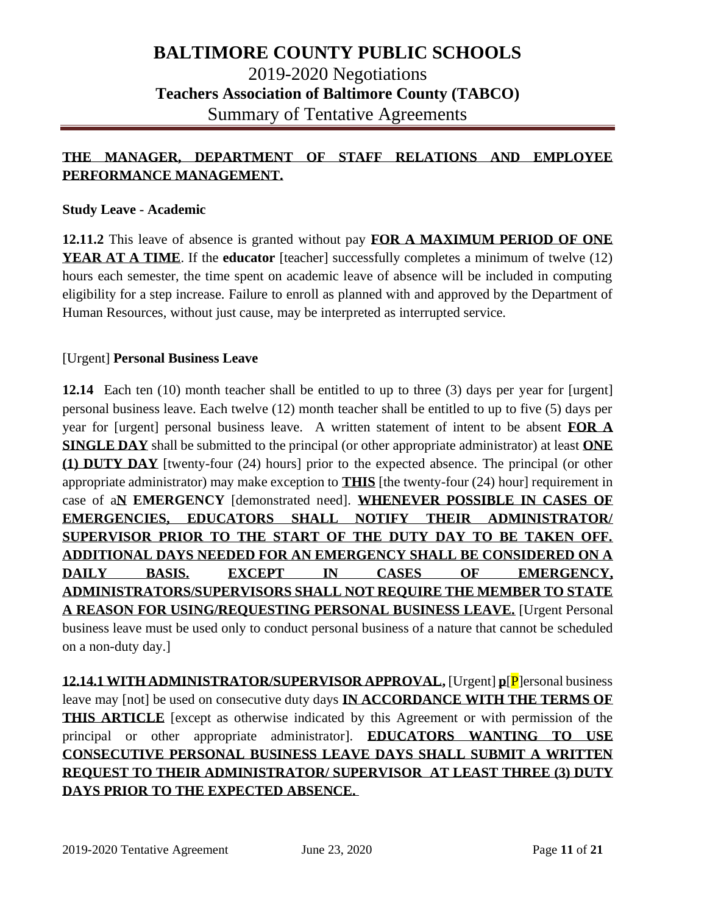**THE MANAGER, DEPARTMENT OF STAFF RELATIONS AND EMPLOYEE PERFORMANCE MANAGEMENT.**

**Study Leave - Academic**

**12.11.2** This leave of absence is granted without pay **FOR A MAXIMUM PERIOD OF ONE YEAR AT A TIME**. If the **educator** [teacher] successfully completes a minimum of twelve (12) hours each semester, the time spent on academic leave of absence will be included in computing eligibility for a step increase. Failure to enroll as planned with and approved by the Department of Human Resources, without just cause, may be interpreted as interrupted service.

[Urgent] **Personal Business Leave**

**12.14** Each ten (10) month teacher shall be entitled to up to three (3) days per year for [urgent] personal business leave. Each twelve (12) month teacher shall be entitled to up to five (5) days per year for [urgent] personal business leave. A written statement of intent to be absent **FOR A SINGLE DAY** shall be submitted to the principal (or other appropriate administrator) at least **ONE (1) DUTY DAY** [twenty-four (24) hours] prior to the expected absence. The principal (or other appropriate administrator) may make exception to **THIS** [the twenty-four (24) hour] requirement in case of a**N EMERGENCY** [demonstrated need]. **WHENEVER POSSIBLE IN CASES OF EMERGENCIES, EDUCATORS SHALL NOTIFY THEIR ADMINISTRATOR/ SUPERVISOR PRIOR TO THE START OF THE DUTY DAY TO BE TAKEN OFF. ADDITIONAL DAYS NEEDED FOR AN EMERGENCY SHALL BE CONSIDERED ON A DAILY BASIS. EXCEPT IN CASES OF EMERGENCY, ADMINISTRATORS/SUPERVISORS SHALL NOT REQUIRE THE MEMBER TO STATE A REASON FOR USING/REQUESTING PERSONAL BUSINESS LEAVE.** [Urgent Personal business leave must be used only to conduct personal business of a nature that cannot be scheduled on a non-duty day.]

**12.14.1 WITH ADMINISTRATOR/SUPERVISOR APPROVAL,** [Urgent] **p**[P]ersonal business leave may [not] be used on consecutive duty days **IN ACCORDANCE WITH THE TERMS OF THIS ARTICLE** [except as otherwise indicated by this Agreement or with permission of the principal or other appropriate administrator]. **EDUCATORS WANTING TO USE CONSECUTIVE PERSONAL BUSINESS LEAVE DAYS SHALL SUBMIT A WRITTEN REQUEST TO THEIR ADMINISTRATOR/ SUPERVISOR AT LEAST THREE (3) DUTY DAYS PRIOR TO THE EXPECTED ABSENCE.**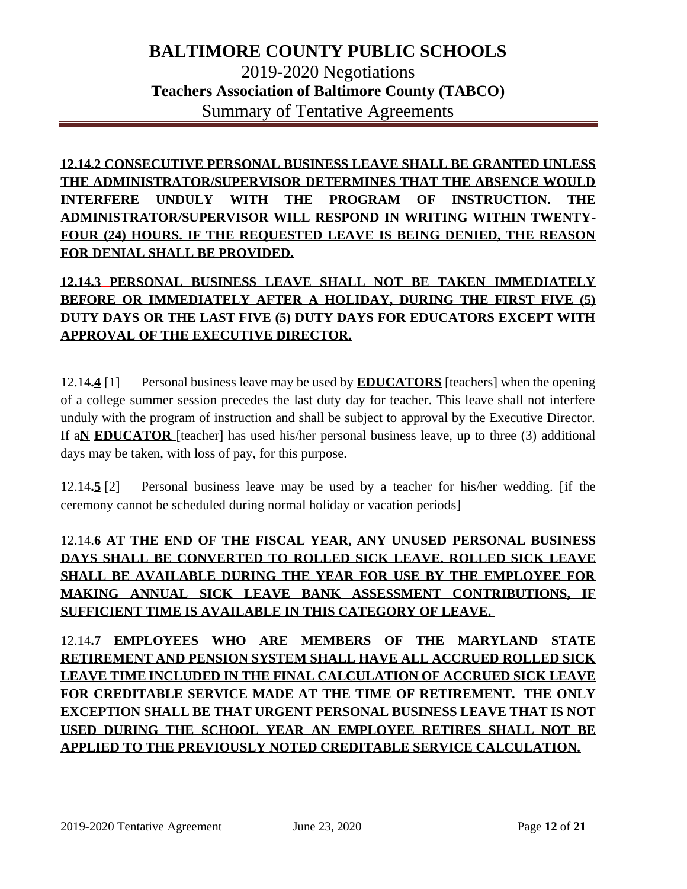**12.14.2 CONSECUTIVE PERSONAL BUSINESS LEAVE SHALL BE GRANTED UNLESS THE ADMINISTRATOR/SUPERVISOR DETERMINES THAT THE ABSENCE WOULD INTERFERE UNDULY WITH THE PROGRAM OF INSTRUCTION. THE ADMINISTRATOR/SUPERVISOR WILL RESPOND IN WRITING WITHIN TWENTY-FOUR (24) HOURS. IF THE REQUESTED LEAVE IS BEING DENIED, THE REASON FOR DENIAL SHALL BE PROVIDED.**

**12.14.3 PERSONAL BUSINESS LEAVE SHALL NOT BE TAKEN IMMEDIATELY BEFORE OR IMMEDIATELY AFTER A HOLIDAY, DURING THE FIRST FIVE (5) DUTY DAYS OR THE LAST FIVE (5) DUTY DAYS FOR EDUCATORS EXCEPT WITH APPROVAL OF THE EXECUTIVE DIRECTOR.**

12.14.**4** [1] Personal business leave may be used by **EDUCATORS** [teachers] when the opening of a college summer session precedes the last duty day for teacher. This leave shall not interfere unduly with the program of instruction and shall be subject to approval by the Executive Director. If a**N** **EDUCATOR** [teacher] has used his/her personal business leave, up to three (3) additional days may be taken, with loss of pay, for this purpose.

12.14.**5** [2] Personal business leave may be used by a teacher for his/her wedding. [if the ceremony cannot be scheduled during normal holiday or vacation periods]

12.14.**6** **AT THE END OF THE FISCAL YEAR, ANY UNUSED PERSONAL BUSINESS DAYS SHALL BE CONVERTED TO ROLLED SICK LEAVE. ROLLED SICK LEAVE SHALL BE AVAILABLE DURING THE YEAR FOR USE BY THE EMPLOYEE FOR MAKING ANNUAL SICK LEAVE BANK ASSESSMENT CONTRIBUTIONS, IF SUFFICIENT TIME IS AVAILABLE IN THIS CATEGORY OF LEAVE.**

12.14.**7** **EMPLOYEES WHO ARE MEMBERS OF THE MARYLAND STATE RETIREMENT AND PENSION SYSTEM SHALL HAVE ALL ACCRUED ROLLED SICK LEAVE TIME INCLUDED IN THE FINAL CALCULATION OF ACCRUED SICK LEAVE FOR CREDITABLE SERVICE MADE AT THE TIME OF RETIREMENT. THE ONLY EXCEPTION SHALL BE THAT URGENT PERSONAL BUSINESS LEAVE THAT IS NOT USED DURING THE SCHOOL YEAR AN EMPLOYEE RETIRES SHALL NOT BE APPLIED TO THE PREVIOUSLY NOTED CREDITABLE SERVICE CALCULATION.**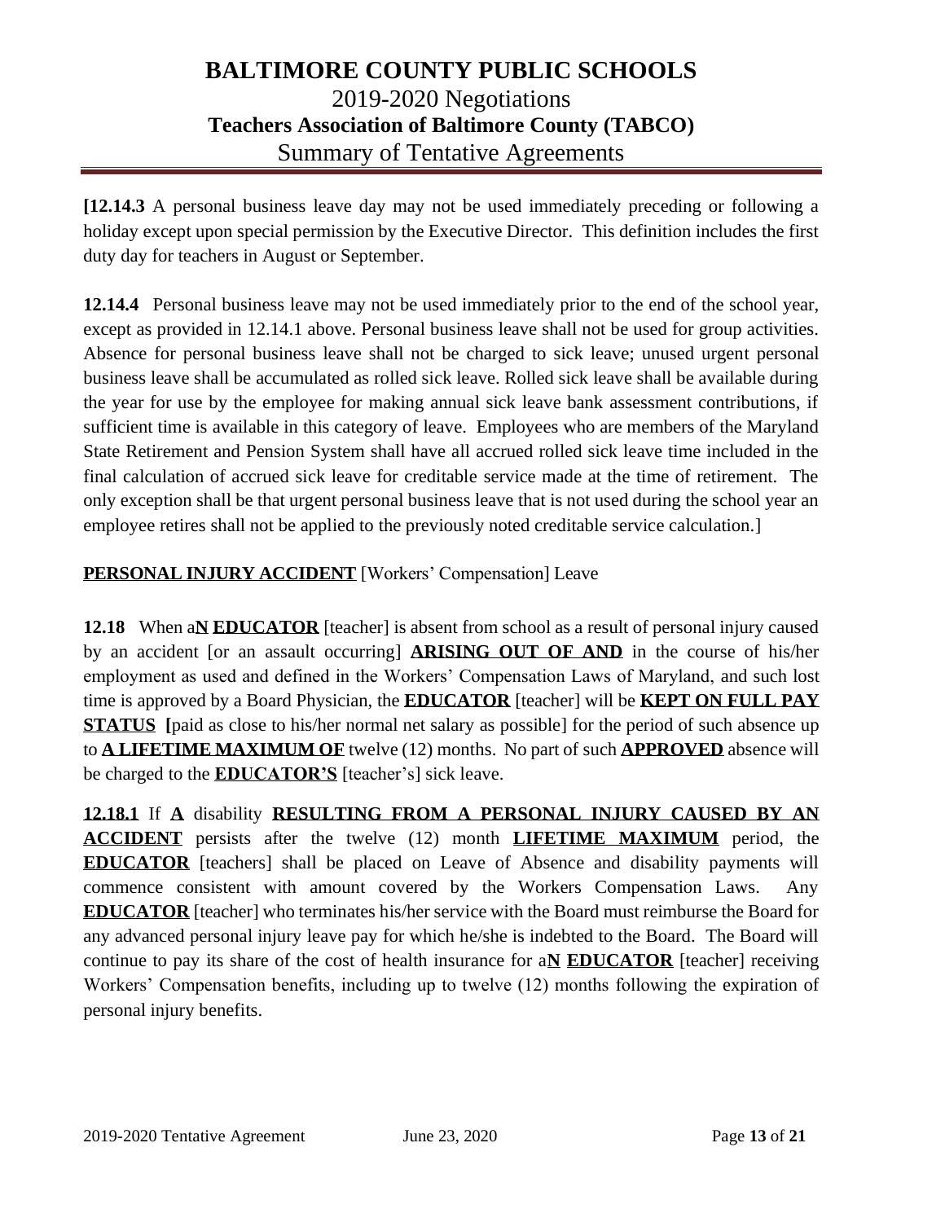**[12.14.3** A personal business leave day may not be used immediately preceding or following a holiday except upon special permission by the Executive Director. This definition includes the first duty day for teachers in August or September.

**12.14.4** Personal business leave may not be used immediately prior to the end of the school year, except as provided in 12.14.1 above. Personal business leave shall not be used for group activities. Absence for personal business leave shall not be charged to sick leave; unused urgent personal business leave shall be accumulated as rolled sick leave. Rolled sick leave shall be available during the year for use by the employee for making annual sick leave bank assessment contributions, if sufficient time is available in this category of leave. Employees who are members of the Maryland State Retirement and Pension System shall have all accrued rolled sick leave time included in the final calculation of accrued sick leave for creditable service made at the time of retirement. The only exception shall be that urgent personal business leave that is not used during the school year an employee retires shall not be applied to the previously noted creditable service calculation.]

**PERSONAL INJURY ACCIDENT** [Workers' Compensation] Leave

**12.18** When a**N EDUCATOR** [teacher] is absent from school as a result of personal injury caused by an accident [or an assault occurring] **ARISING OUT OF AND** in the course of his/her employment as used and defined in the Workers' Compensation Laws of Maryland, and such lost time is approved by a Board Physician, the **EDUCATOR** [teacher] will be **KEPT ON FULL PAY STATUS** **[**paid as close to his/her normal net salary as possible] for the period of such absence up to **A LIFETIME MAXIMUM OF** twelve (12) months. No part of such **APPROVED** absence will be charged to the **EDUCATOR'S** [teacher's] sick leave.

**12.18.1** If **A** disability **RESULTING FROM A PERSONAL INJURY CAUSED BY AN ACCIDENT** persists after the twelve (12) month **LIFETIME MAXIMUM** period, the **EDUCATOR** [teachers] shall be placed on Leave of Absence and disability payments will commence consistent with amount covered by the Workers Compensation Laws. Any **EDUCATOR** [teacher] who terminates his/her service with the Board must reimburse the Board for any advanced personal injury leave pay for which he/she is indebted to the Board. The Board will continue to pay its share of the cost of health insurance for a**N EDUCATOR** [teacher] receiving Workers' Compensation benefits, including up to twelve (12) months following the expiration of personal injury benefits.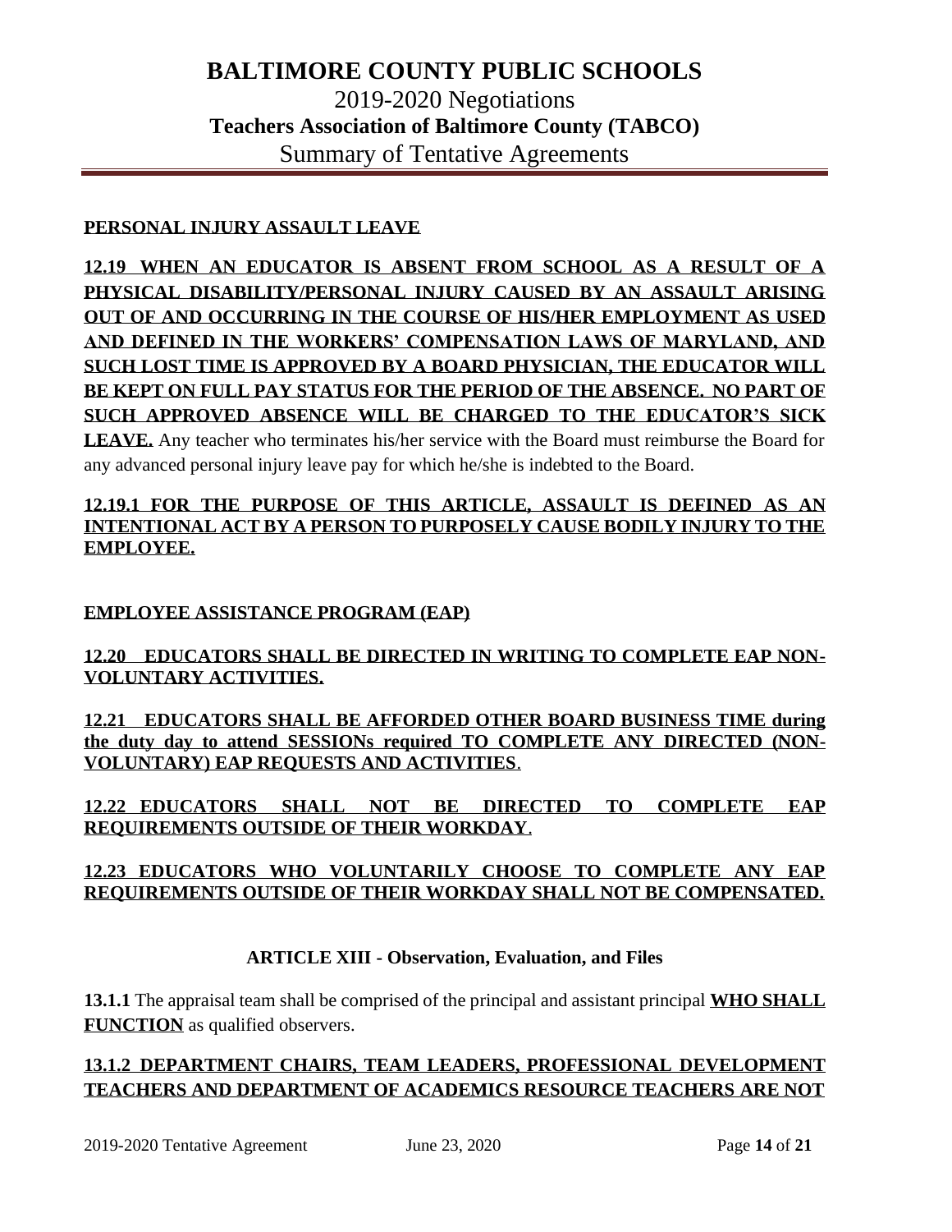**PERSONAL INJURY ASSAULT LEAVE**

**12.19 WHEN AN EDUCATOR IS ABSENT FROM SCHOOL AS A RESULT OF A PHYSICAL DISABILITY/PERSONAL INJURY CAUSED BY AN ASSAULT ARISING OUT OF AND OCCURRING IN THE COURSE OF HIS/HER EMPLOYMENT AS USED AND DEFINED IN THE WORKERS' COMPENSATION LAWS OF MARYLAND, AND SUCH LOST TIME IS APPROVED BY A BOARD PHYSICIAN, THE EDUCATOR WILL BE KEPT ON FULL PAY STATUS FOR THE PERIOD OF THE ABSENCE. NO PART OF SUCH APPROVED ABSENCE WILL BE CHARGED TO THE EDUCATOR'S SICK LEAVE.** Any teacher who terminates his/her service with the Board must reimburse the Board for any advanced personal injury leave pay for which he/she is indebted to the Board.

**12.19.1 FOR THE PURPOSE OF THIS ARTICLE, ASSAULT IS DEFINED AS AN INTENTIONAL ACT BY A PERSON TO PURPOSELY CAUSE BODILY INJURY TO THE EMPLOYEE.**

**EMPLOYEE ASSISTANCE PROGRAM (EAP)**

**12.20 EDUCATORS SHALL BE DIRECTED IN WRITING TO COMPLETE EAP NON-VOLUNTARY ACTIVITIES.**

**12.21 EDUCATORS SHALL BE AFFORDED OTHER BOARD BUSINESS TIME during the duty day to attend SESSIONs required TO COMPLETE ANY DIRECTED (NON-VOLUNTARY) EAP REQUESTS AND ACTIVITIES**.

**12.22 EDUCATORS SHALL NOT BE DIRECTED TO COMPLETE EAP REQUIREMENTS OUTSIDE OF THEIR WORKDAY**.

**12.23 EDUCATORS WHO VOLUNTARILY CHOOSE TO COMPLETE ANY EAP REQUIREMENTS OUTSIDE OF THEIR WORKDAY SHALL NOT BE COMPENSATED.**

## ARTICLE XIII - Observation, Evaluation, and Files

**13.1.1** The appraisal team shall be comprised of the principal and assistant principal **WHO SHALL FUNCTION** as qualified observers.

**13.1.2 DEPARTMENT CHAIRS, TEAM LEADERS, PROFESSIONAL DEVELOPMENT TEACHERS AND DEPARTMENT OF ACADEMICS RESOURCE TEACHERS ARE NOT**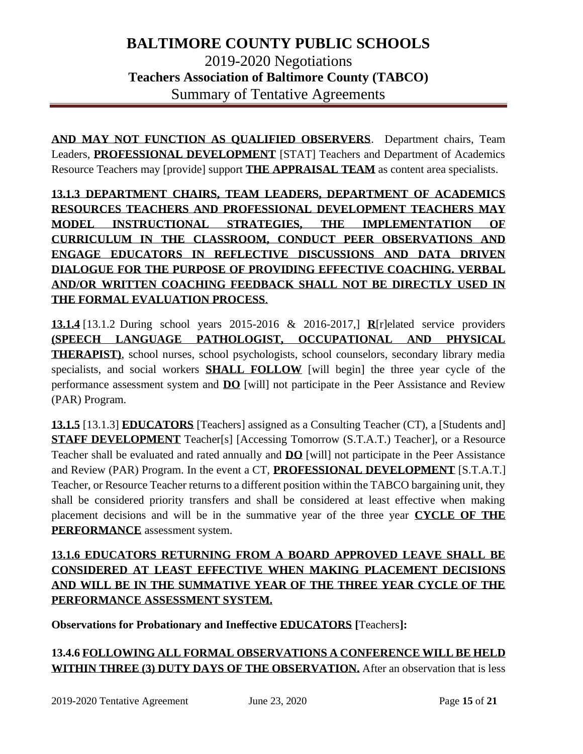**AND MAY NOT FUNCTION AS QUALIFIED OBSERVERS**. Department chairs, Team Leaders, **PROFESSIONAL DEVELOPMENT** [STAT] Teachers and Department of Academics Resource Teachers may [provide] support **THE APPRAISAL TEAM** as content area specialists.

**13.1.3 DEPARTMENT CHAIRS, TEAM LEADERS, DEPARTMENT OF ACADEMICS RESOURCES TEACHERS AND PROFESSIONAL DEVELOPMENT TEACHERS MAY MODEL INSTRUCTIONAL STRATEGIES, THE IMPLEMENTATION OF CURRICULUM IN THE CLASSROOM, CONDUCT PEER OBSERVATIONS AND ENGAGE EDUCATORS IN REFLECTIVE DISCUSSIONS AND DATA DRIVEN DIALOGUE FOR THE PURPOSE OF PROVIDING EFFECTIVE COACHING. VERBAL AND/OR WRITTEN COACHING FEEDBACK SHALL NOT BE DIRECTLY USED IN THE FORMAL EVALUATION PROCESS**.

**13.1.4** [13.1.2 During school years 2015-2016 & 2016-2017,] **R**[r]elated service providers **(SPEECH LANGUAGE PATHOLOGIST, OCCUPATIONAL AND PHYSICAL THERAPIST)**, school nurses, school psychologists, school counselors, secondary library media specialists, and social workers **SHALL FOLLOW** [will begin] the three year cycle of the performance assessment system and **DO** [will] not participate in the Peer Assistance and Review (PAR) Program.

**13.1.5** [13.1.3] **EDUCATORS** [Teachers] assigned as a Consulting Teacher (CT), a [Students and] **STAFF DEVELOPMENT** Teacher[s] [Accessing Tomorrow (S.T.A.T.) Teacher], or a Resource Teacher shall be evaluated and rated annually and **DO** [will] not participate in the Peer Assistance and Review (PAR) Program. In the event a CT, **PROFESSIONAL DEVELOPMENT** [S.T.A.T.] Teacher, or Resource Teacher returns to a different position within the TABCO bargaining unit, they shall be considered priority transfers and shall be considered at least effective when making placement decisions and will be in the summative year of the three year **CYCLE OF THE PERFORMANCE** assessment system.

**13.1.6 EDUCATORS RETURNING FROM A BOARD APPROVED LEAVE SHALL BE CONSIDERED AT LEAST EFFECTIVE WHEN MAKING PLACEMENT DECISIONS AND WILL BE IN THE SUMMATIVE YEAR OF THE THREE YEAR CYCLE OF THE PERFORMANCE ASSESSMENT SYSTEM.**

**Observations for Probationary and Ineffective EDUCATORS [**Teachers**]:**

**13.4.6 FOLLOWING ALL FORMAL OBSERVATIONS A CONFERENCE WILL BE HELD WITHIN THREE (3) DUTY DAYS OF THE OBSERVATION.** After an observation that is less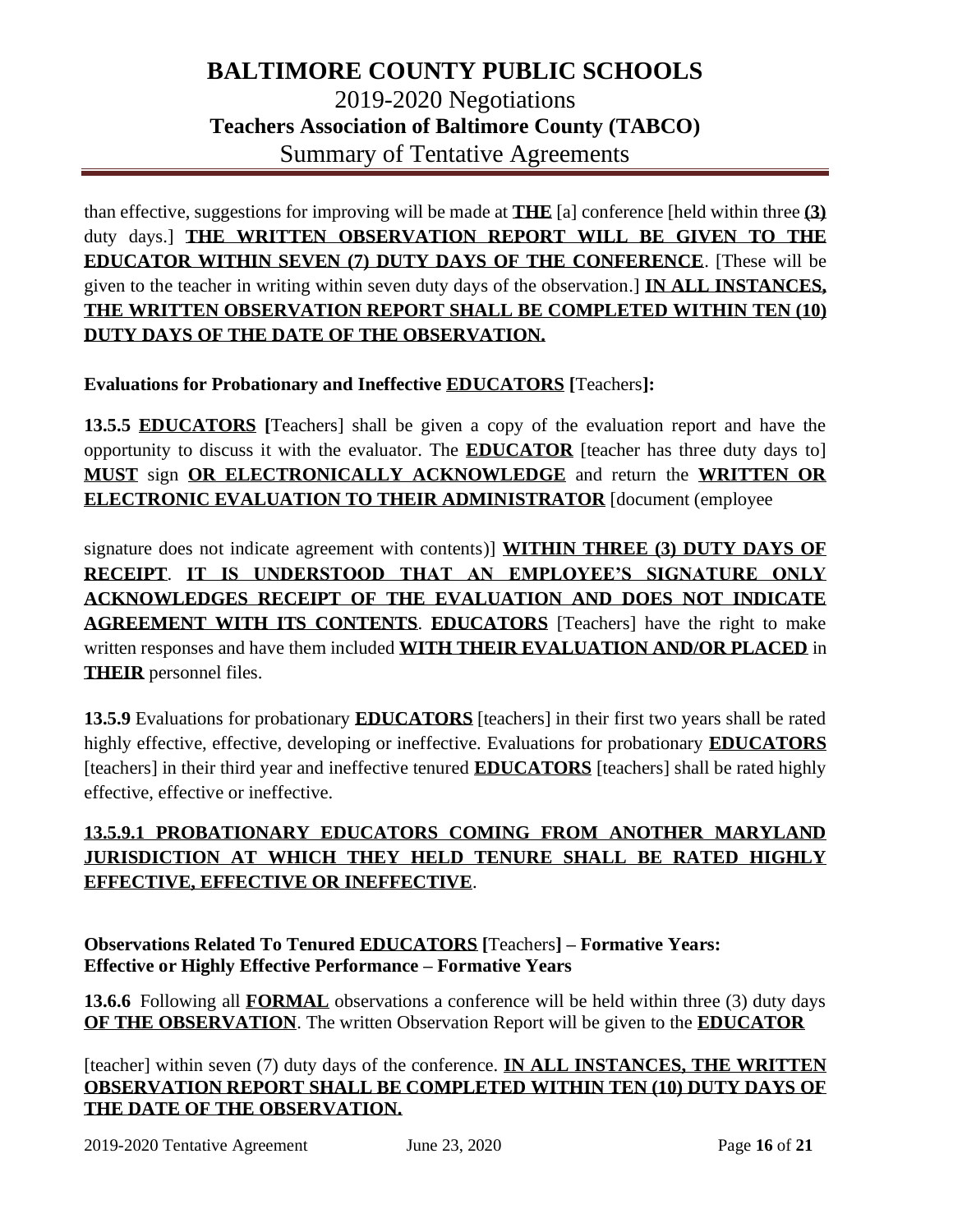than effective, suggestions for improving will be made at **<u>THE</u>** [a] conference [held within three **<u>(3)</u>** duty days.] **<u>THE WRITTEN OBSERVATION REPORT WILL BE GIVEN TO THE EDUCATOR WITHIN SEVEN (7) DUTY DAYS OF THE CONFERENCE</u>**. [These will be given to the teacher in writing within seven duty days of the observation.] **<u>IN ALL INSTANCES, THE WRITTEN OBSERVATION REPORT SHALL BE COMPLETED WITHIN TEN (10) DUTY DAYS OF THE DATE OF THE OBSERVATION.</u>**

**Evaluations for Probationary and Ineffective <u>EDUCATORS</u> [**Teachers**]:**

**13.5.5 <u>EDUCATORS</u> [**Teachers] shall be given a copy of the evaluation report and have the opportunity to discuss it with the evaluator. The **<u>EDUCATOR</u>** [teacher has three duty days to] **<u>MUST</u>** sign **<u>OR ELECTRONICALLY ACKNOWLEDGE</u>** and return the **<u>WRITTEN OR ELECTRONIC EVALUATION TO THEIR ADMINISTRATOR</u>** [document (employee

signature does not indicate agreement with contents)] **<u>WITHIN THREE (3) DUTY DAYS OF RECEIPT</u>**. **<u>IT IS UNDERSTOOD THAT AN EMPLOYEE'S SIGNATURE ONLY ACKNOWLEDGES RECEIPT OF THE EVALUATION AND DOES NOT INDICATE AGREEMENT WITH ITS CONTENTS</u>**. **<u>EDUCATORS</u>** [Teachers] have the right to make written responses and have them included **<u>WITH THEIR EVALUATION AND/OR PLACED</u>** in **<u>THEIR</u>** personnel files.

**13.5.9** Evaluations for probationary **<u>EDUCATORS</u>** [teachers] in their first two years shall be rated highly effective, effective, developing or ineffective. Evaluations for probationary **<u>EDUCATORS</u>** [teachers] in their third year and ineffective tenured **<u>EDUCATORS</u>** [teachers] shall be rated highly effective, effective or ineffective.

**<u>13.5.9.1 PROBATIONARY EDUCATORS COMING FROM ANOTHER MARYLAND JURISDICTION AT WHICH THEY HELD TENURE SHALL BE RATED HIGHLY EFFECTIVE, EFFECTIVE OR INEFFECTIVE</u>**.

**Observations Related To Tenured <u>EDUCATORS</u> [**Teachers**] – Formative Years:**
**Effective or Highly Effective Performance – Formative Years**

**13.6.6** Following all **<u>FORMAL</u>** observations a conference will be held within three (3) duty days **<u>OF THE OBSERVATION</u>**. The written Observation Report will be given to the **<u>EDUCATOR</u>**

[teacher] within seven (7) duty days of the conference. **<u>IN ALL INSTANCES, THE WRITTEN OBSERVATION REPORT SHALL BE COMPLETED WITHIN TEN (10) DUTY DAYS OF THE DATE OF THE OBSERVATION.</u>**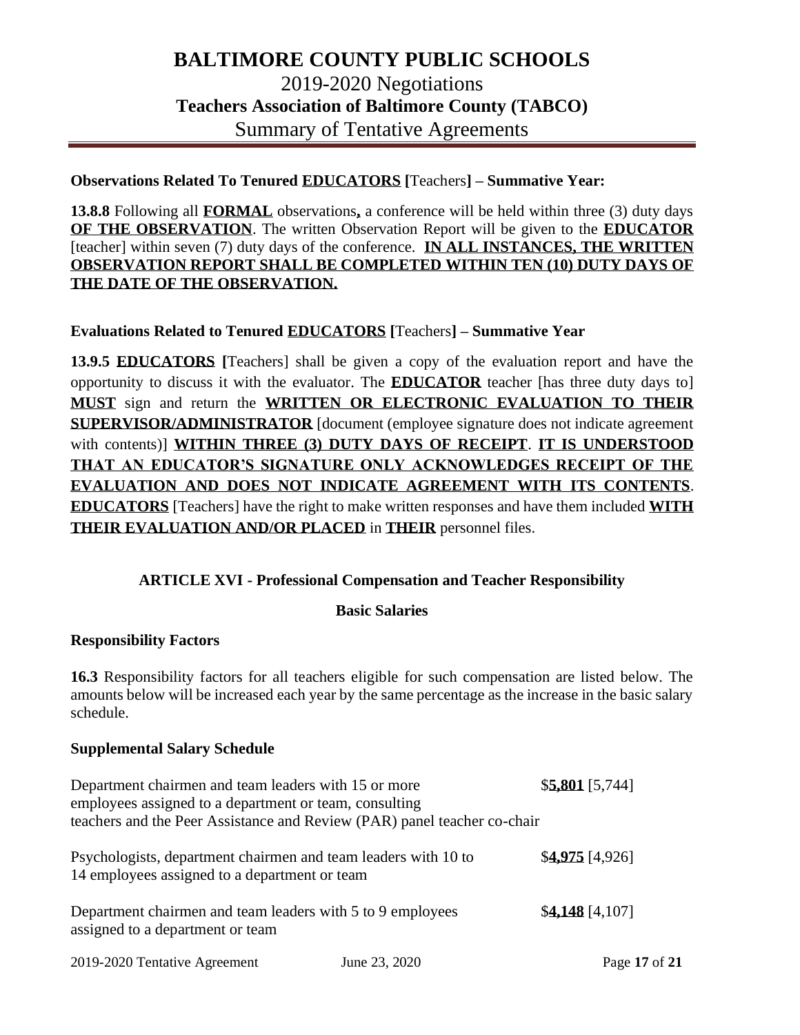**Observations Related To Tenured EDUCATORS [Teachers] – Summative Year:**

**13.8.8** Following all **FORMAL** observations**,** a conference will be held within three (3) duty days **OF THE OBSERVATION**. The written Observation Report will be given to the **EDUCATOR** [teacher] within seven (7) duty days of the conference. **IN ALL INSTANCES, THE WRITTEN OBSERVATION REPORT SHALL BE COMPLETED WITHIN TEN (10) DUTY DAYS OF THE DATE OF THE OBSERVATION.**

**Evaluations Related to Tenured EDUCATORS [Teachers] – Summative Year**

**13.9.5** **EDUCATORS** [Teachers] shall be given a copy of the evaluation report and have the opportunity to discuss it with the evaluator. The **EDUCATOR** teacher [has three duty days to] **MUST** sign and return the **WRITTEN OR ELECTRONIC EVALUATION TO THEIR SUPERVISOR/ADMINISTRATOR** [document (employee signature does not indicate agreement with contents)] **WITHIN THREE (3) DUTY DAYS OF RECEIPT**. **IT IS UNDERSTOOD THAT AN EDUCATOR'S SIGNATURE ONLY ACKNOWLEDGES RECEIPT OF THE EVALUATION AND DOES NOT INDICATE AGREEMENT WITH ITS CONTENTS**. **EDUCATORS** [Teachers] have the right to make written responses and have them included **WITH THEIR EVALUATION AND/OR PLACED** in **THEIR** personnel files.

## ARTICLE XVI - Professional Compensation and Teacher Responsibility

### Basic Salaries

**Responsibility Factors**

**16.3** Responsibility factors for all teachers eligible for such compensation are listed below. The amounts below will be increased each year by the same percentage as the increase in the basic salary schedule.

**Supplemental Salary Schedule**

| | |
|---|---|
| Department chairmen and team leaders with 15 or more employees assigned to a department or team, consulting teachers and the Peer Assistance and Review (PAR) panel teacher co-chair | $**5,801** [5,744] |
| Psychologists, department chairmen and team leaders with 10 to 14 employees assigned to a department or team | $**4,975** [4,926] |
| Department chairmen and team leaders with 5 to 9 employees assigned to a department or team | $**4,148** [4,107] |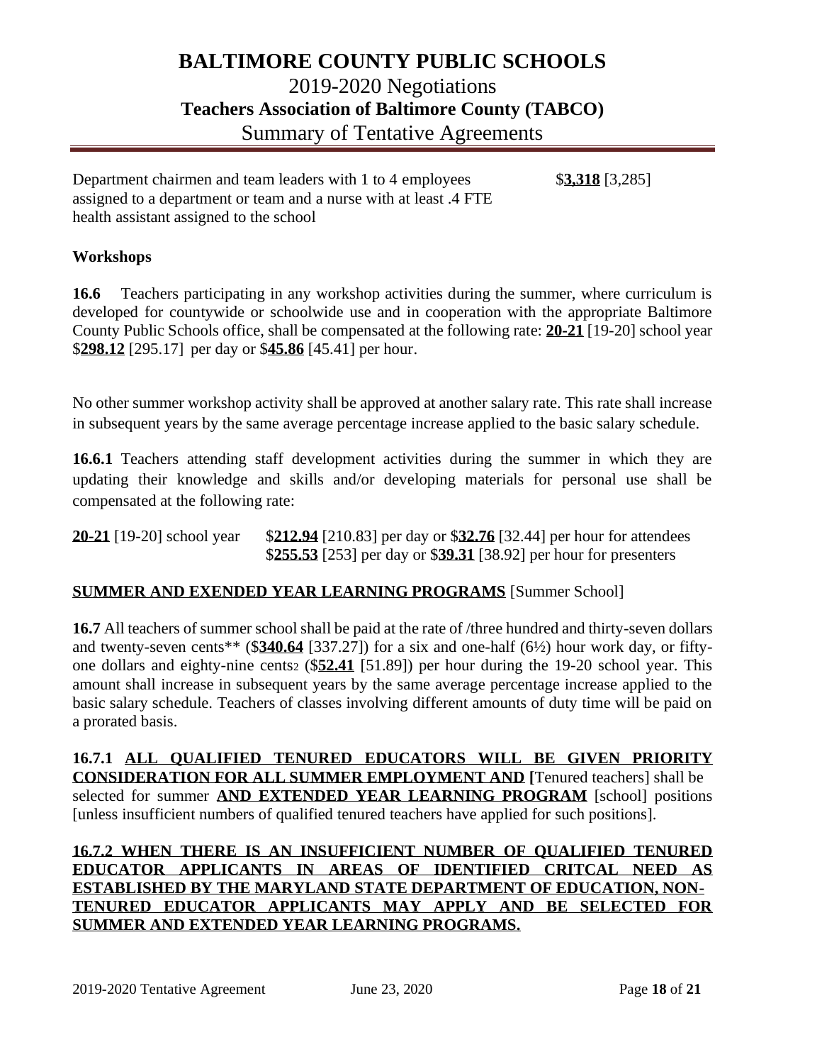# BALTIMORE COUNTY PUBLIC SCHOOLS

## 2019-2020 Negotiations

### Teachers Association of Baltimore County (TABCO)

## Summary of Tentative Agreements

Department chairmen and team leaders with 1 to 4 employees assigned to a department or team and a nurse with at least .4 FTE health assistant assigned to the school — $**<u>3,318</u>** [3,285]

**Workshops**

**16.6** Teachers participating in any workshop activities during the summer, where curriculum is developed for countywide or schoolwide use and in cooperation with the appropriate Baltimore County Public Schools office, shall be compensated at the following rate: **<u>20-21</u>** [19-20] school year $**<u>298.12</u>** [295.17] per day or $**<u>45.86</u>** [45.41] per hour.

No other summer workshop activity shall be approved at another salary rate. This rate shall increase in subsequent years by the same average percentage increase applied to the basic salary schedule.

**16.6.1** Teachers attending staff development activities during the summer in which they are updating their knowledge and skills and/or developing materials for personal use shall be compensated at the following rate:

**<u>20-21</u>** [19-20] school year $**<u>212.94</u>** [210.83] per day or $**<u>32.76</u>** [32.44] per hour for attendees
$**<u>255.53</u>** [253] per day or $**<u>39.31</u>** [38.92] per hour for presenters

**<u>SUMMER AND EXENDED YEAR LEARNING PROGRAMS</u>** [Summer School]

**16.7** All teachers of summer school shall be paid at the rate of /three hundred and thirty-seven dollars and twenty-seven cents** ($**<u>340.64</u>** [337.27]) for a six and one-half (6½) hour work day, or fifty-one dollars and eighty-nine cents[2] ($**<u>52.41</u>** [51.89]) per hour during the 19-20 school year. This amount shall increase in subsequent years by the same average percentage increase applied to the basic salary schedule. Teachers of classes involving different amounts of duty time will be paid on a prorated basis.

**16.7.1** **<u>ALL QUALIFIED TENURED EDUCATORS WILL BE GIVEN PRIORITY CONSIDERATION FOR ALL SUMMER EMPLOYMENT AND</u>** **[**Tenured teachers] shall be selected for summer **<u>AND EXTENDED YEAR LEARNING PROGRAM</u>** [school] positions [unless insufficient numbers of qualified tenured teachers have applied for such positions].

**<u>16.7.2 WHEN THERE IS AN INSUFFICIENT NUMBER OF QUALIFIED TENURED EDUCATOR APPLICANTS IN AREAS OF IDENTIFIED CRITCAL NEED AS ESTABLISHED BY THE MARYLAND STATE DEPARTMENT OF EDUCATION, NON-TENURED EDUCATOR APPLICANTS MAY APPLY AND BE SELECTED FOR SUMMER AND EXTENDED YEAR LEARNING PROGRAMS.</u>**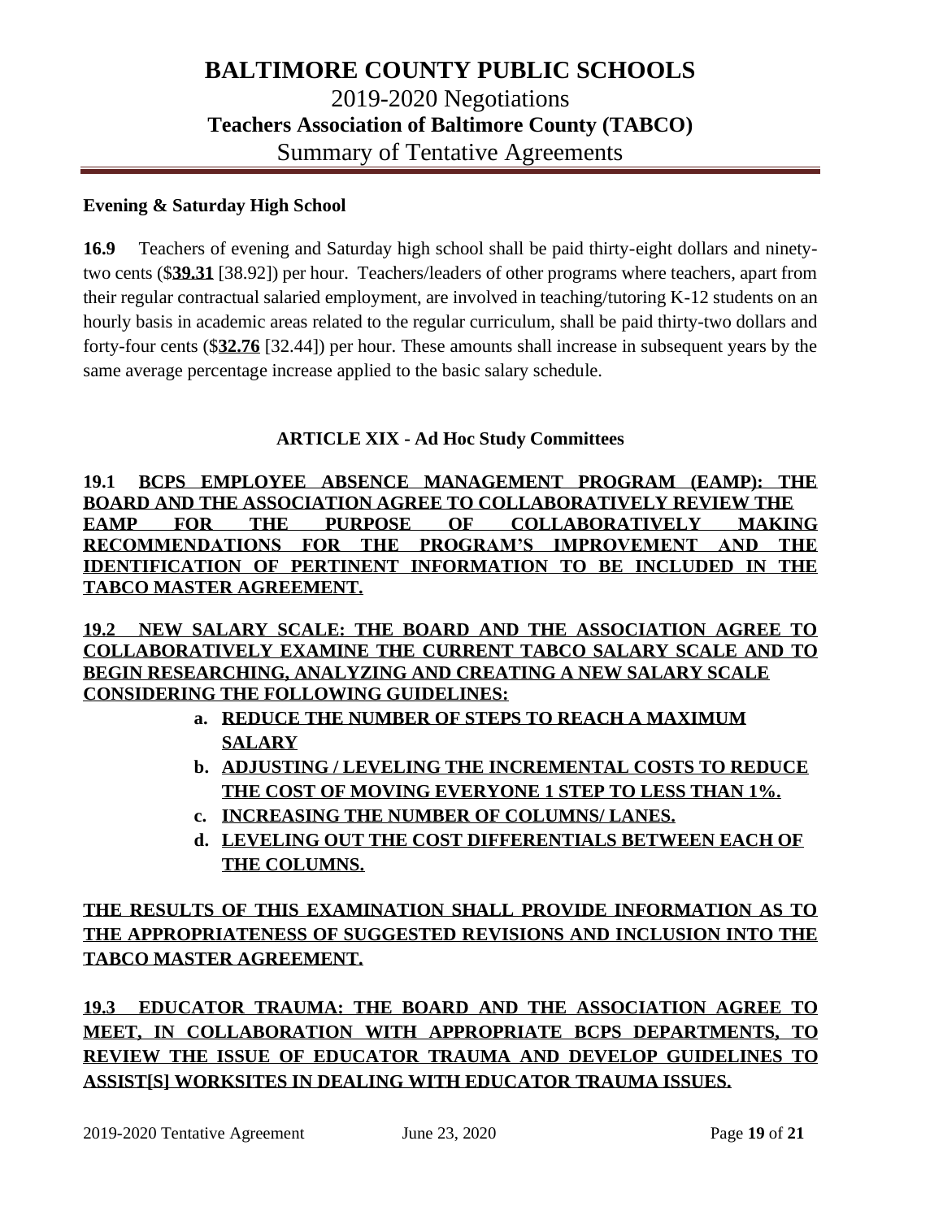**Evening & Saturday High School**

**16.9** Teachers of evening and Saturday high school shall be paid thirty-eight dollars and ninety-two cents ($**<u>39.31</u>** [38.92]) per hour. Teachers/leaders of other programs where teachers, apart from their regular contractual salaried employment, are involved in teaching/tutoring K-12 students on an hourly basis in academic areas related to the regular curriculum, shall be paid thirty-two dollars and forty-four cents ($**<u>32.76</u>** [32.44]) per hour. These amounts shall increase in subsequent years by the same average percentage increase applied to the basic salary schedule.

### ARTICLE XIX - Ad Hoc Study Committees

**<u>19.1 BCPS EMPLOYEE ABSENCE MANAGEMENT PROGRAM (EAMP): THE BOARD AND THE ASSOCIATION AGREE TO COLLABORATIVELY REVIEW THE EAMP FOR THE PURPOSE OF COLLABORATIVELY MAKING RECOMMENDATIONS FOR THE PROGRAM'S IMPROVEMENT AND THE IDENTIFICATION OF PERTINENT INFORMATION TO BE INCLUDED IN THE TABCO MASTER AGREEMENT.</u>**

**<u>19.2 NEW SALARY SCALE: THE BOARD AND THE ASSOCIATION AGREE TO COLLABORATIVELY EXAMINE THE CURRENT TABCO SALARY SCALE AND TO BEGIN RESEARCHING, ANALYZING AND CREATING A NEW SALARY SCALE CONSIDERING THE FOLLOWING GUIDELINES:</u>**

a. **<u>REDUCE THE NUMBER OF STEPS TO REACH A MAXIMUM SALARY</u>**
b. **<u>ADJUSTING / LEVELING THE INCREMENTAL COSTS TO REDUCE THE COST OF MOVING EVERYONE 1 STEP TO LESS THAN 1%.</u>**
c. **<u>INCREASING THE NUMBER OF COLUMNS/ LANES.</u>**
d. **<u>LEVELING OUT THE COST DIFFERENTIALS BETWEEN EACH OF THE COLUMNS.</u>**

**<u>THE RESULTS OF THIS EXAMINATION SHALL PROVIDE INFORMATION AS TO THE APPROPRIATENESS OF SUGGESTED REVISIONS AND INCLUSION INTO THE TABCO MASTER AGREEMENT.</u>**

**<u>19.3 EDUCATOR TRAUMA: THE BOARD AND THE ASSOCIATION AGREE TO MEET, IN COLLABORATION WITH APPROPRIATE BCPS DEPARTMENTS, TO REVIEW THE ISSUE OF EDUCATOR TRAUMA AND DEVELOP GUIDELINES TO ASSIST[S] WORKSITES IN DEALING WITH EDUCATOR TRAUMA ISSUES.</u>**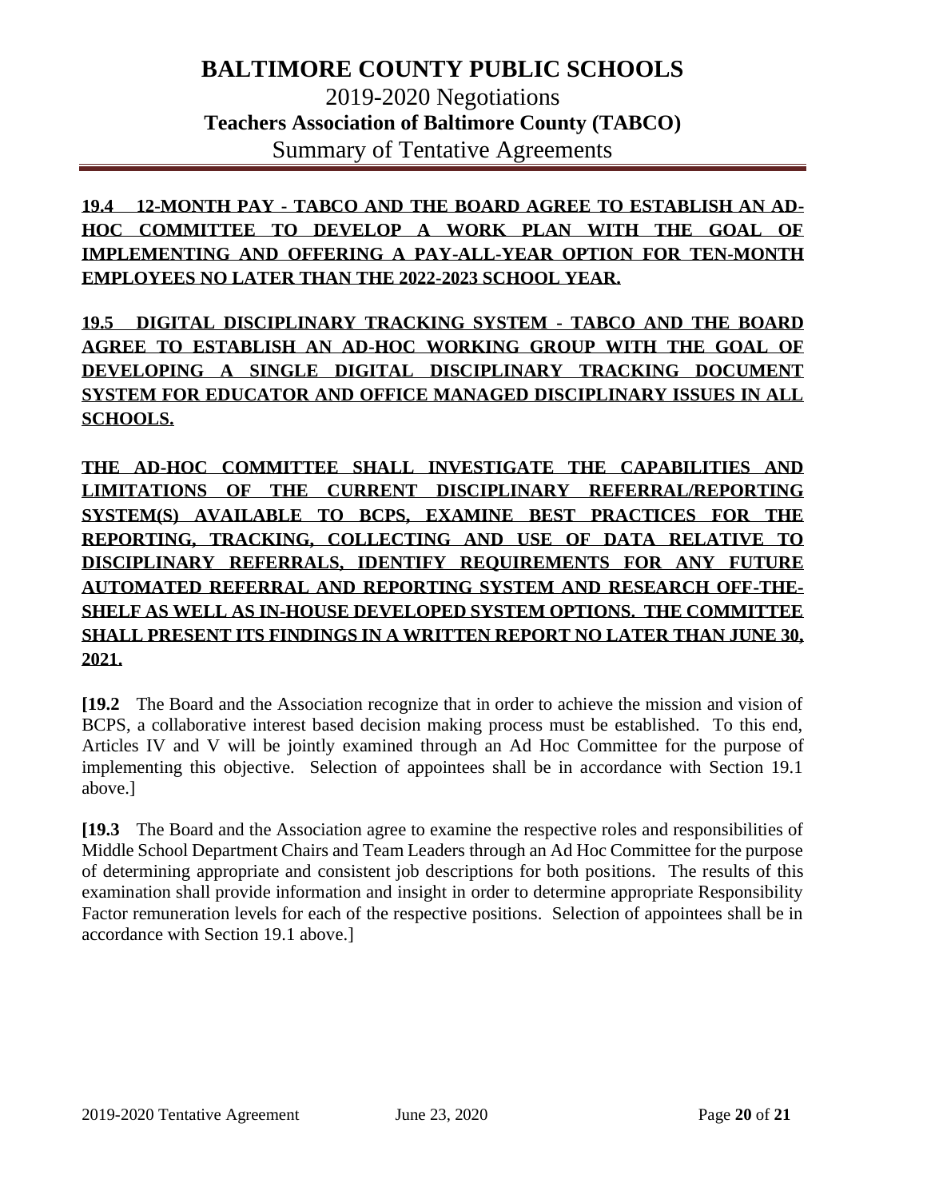**19.4 12-MONTH PAY - TABCO AND THE BOARD AGREE TO ESTABLISH AN AD-HOC COMMITTEE TO DEVELOP A WORK PLAN WITH THE GOAL OF IMPLEMENTING AND OFFERING A PAY-ALL-YEAR OPTION FOR TEN-MONTH EMPLOYEES NO LATER THAN THE 2022-2023 SCHOOL YEAR.**

**19.5 DIGITAL DISCIPLINARY TRACKING SYSTEM - TABCO AND THE BOARD AGREE TO ESTABLISH AN AD-HOC WORKING GROUP WITH THE GOAL OF DEVELOPING A SINGLE DIGITAL DISCIPLINARY TRACKING DOCUMENT SYSTEM FOR EDUCATOR AND OFFICE MANAGED DISCIPLINARY ISSUES IN ALL SCHOOLS.**

**THE AD-HOC COMMITTEE SHALL INVESTIGATE THE CAPABILITIES AND LIMITATIONS OF THE CURRENT DISCIPLINARY REFERRAL/REPORTING SYSTEM(S) AVAILABLE TO BCPS, EXAMINE BEST PRACTICES FOR THE REPORTING, TRACKING, COLLECTING AND USE OF DATA RELATIVE TO DISCIPLINARY REFERRALS, IDENTIFY REQUIREMENTS FOR ANY FUTURE AUTOMATED REFERRAL AND REPORTING SYSTEM AND RESEARCH OFF-THE-SHELF AS WELL AS IN-HOUSE DEVELOPED SYSTEM OPTIONS. THE COMMITTEE SHALL PRESENT ITS FINDINGS IN A WRITTEN REPORT NO LATER THAN JUNE 30, 2021.**

**[19.2** The Board and the Association recognize that in order to achieve the mission and vision of BCPS, a collaborative interest based decision making process must be established. To this end, Articles IV and V will be jointly examined through an Ad Hoc Committee for the purpose of implementing this objective. Selection of appointees shall be in accordance with Section 19.1 above.]

**[19.3** The Board and the Association agree to examine the respective roles and responsibilities of Middle School Department Chairs and Team Leaders through an Ad Hoc Committee for the purpose of determining appropriate and consistent job descriptions for both positions. The results of this examination shall provide information and insight in order to determine appropriate Responsibility Factor remuneration levels for each of the respective positions. Selection of appointees shall be in accordance with Section 19.1 above.]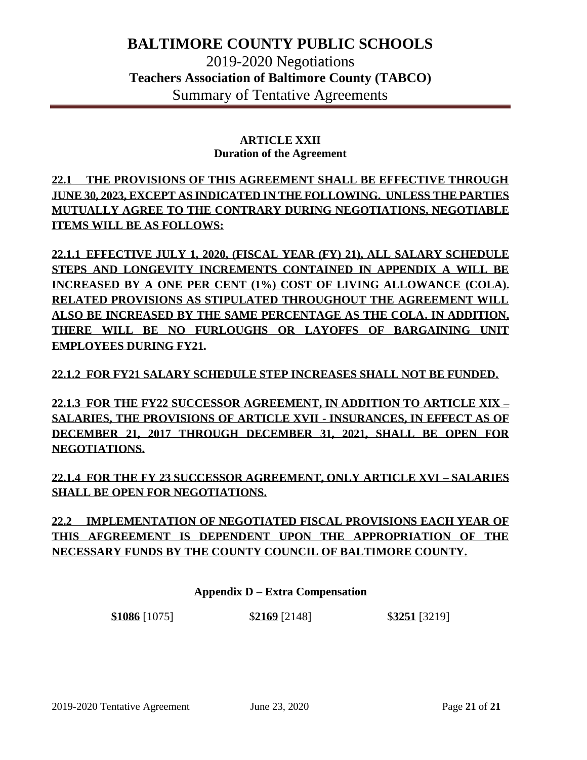# BALTIMORE COUNTY PUBLIC SCHOOLS
2019-2020 Negotiations
**Teachers Association of Baltimore County (TABCO)**
Summary of Tentative Agreements

**ARTICLE XXII**
**Duration of the Agreement**

**22.1 THE PROVISIONS OF THIS AGREEMENT SHALL BE EFFECTIVE THROUGH JUNE 30, 2023, EXCEPT AS INDICATED IN THE FOLLOWING. UNLESS THE PARTIES MUTUALLY AGREE TO THE CONTRARY DURING NEGOTIATIONS, NEGOTIABLE ITEMS WILL BE AS FOLLOWS:**

**22.1.1 EFFECTIVE JULY 1, 2020, (FISCAL YEAR (FY) 21), ALL SALARY SCHEDULE STEPS AND LONGEVITY INCREMENTS CONTAINED IN APPENDIX A WILL BE INCREASED BY A ONE PER CENT (1%) COST OF LIVING ALLOWANCE (COLA). RELATED PROVISIONS AS STIPULATED THROUGHOUT THE AGREEMENT WILL ALSO BE INCREASED BY THE SAME PERCENTAGE AS THE COLA. IN ADDITION, THERE WILL BE NO FURLOUGHS OR LAYOFFS OF BARGAINING UNIT EMPLOYEES DURING FY21.**

**22.1.2 FOR FY21 SALARY SCHEDULE STEP INCREASES SHALL NOT BE FUNDED.**

**22.1.3 FOR THE FY22 SUCCESSOR AGREEMENT, IN ADDITION TO ARTICLE XIX – SALARIES, THE PROVISIONS OF ARTICLE XVII - INSURANCES, IN EFFECT AS OF DECEMBER 21, 2017 THROUGH DECEMBER 31, 2021, SHALL BE OPEN FOR NEGOTIATIONS.**

**22.1.4 FOR THE FY 23 SUCCESSOR AGREEMENT, ONLY ARTICLE XVI – SALARIES SHALL BE OPEN FOR NEGOTIATIONS.**

**22.2 IMPLEMENTATION OF NEGOTIATED FISCAL PROVISIONS EACH YEAR OF THIS AFGREEMENT IS DEPENDENT UPON THE APPROPRIATION OF THE NECESSARY FUNDS BY THE COUNTY COUNCIL OF BALTIMORE COUNTY.**

**Appendix D – Extra Compensation**

| | | |
|---|---|---|
| **$1086** [1075] | $**2169** [2148] | $**3251** [3219] |